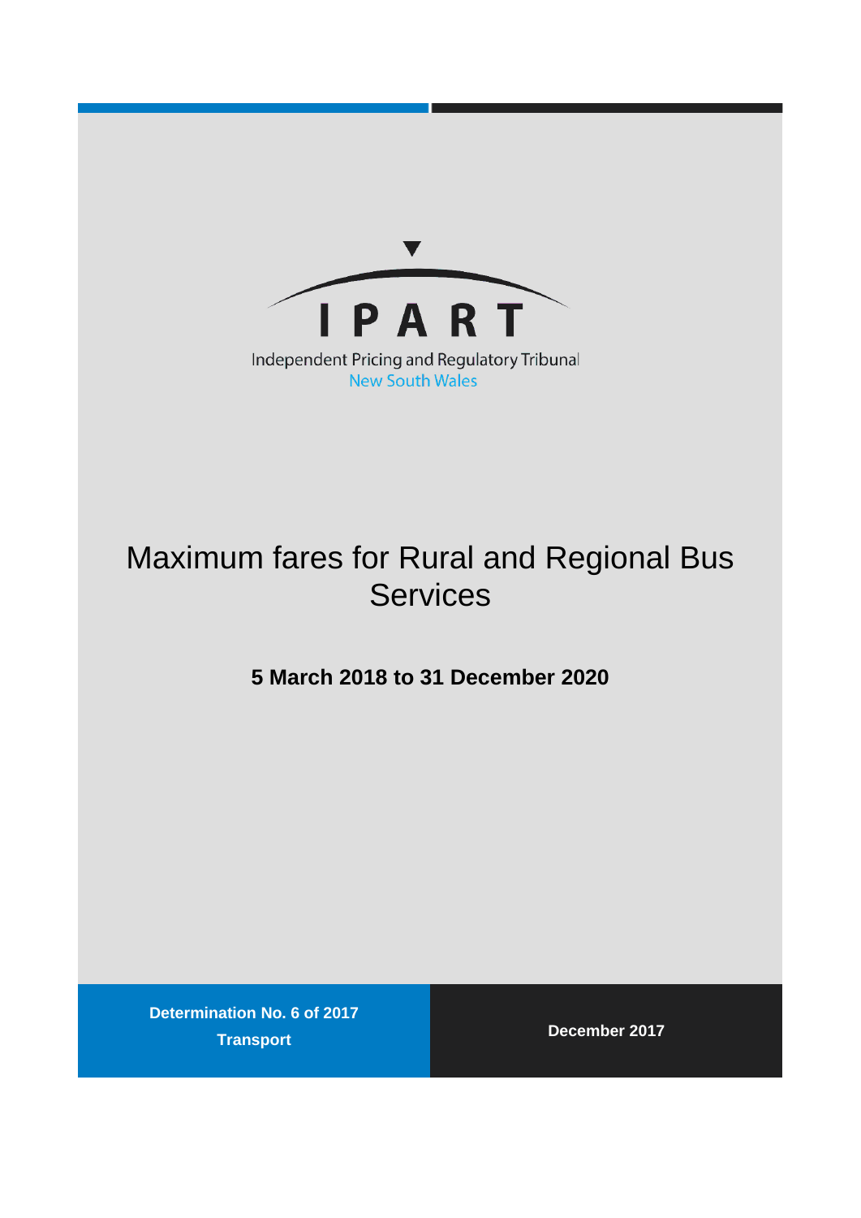IPART

Independent Pricing and Regulatory Tribunal
New South Wales

# Maximum fares for Rural and Regional Bus Services

**5 March 2018 to 31 December 2020**

**Determination No. 6 of 2017**
**Transport**

**December 2017**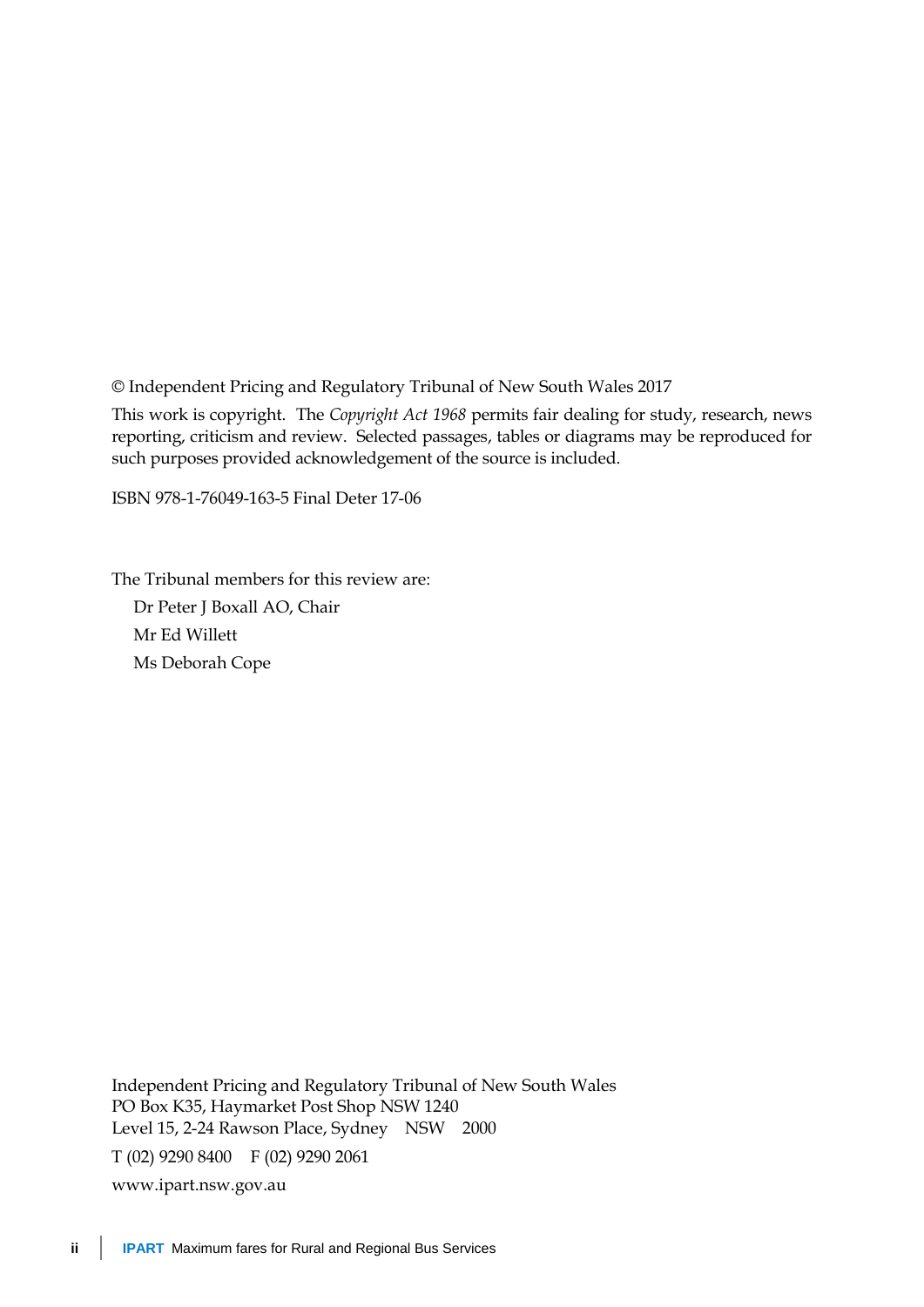© Independent Pricing and Regulatory Tribunal of New South Wales 2017

This work is copyright. The *Copyright Act 1968* permits fair dealing for study, research, news reporting, criticism and review. Selected passages, tables or diagrams may be reproduced for such purposes provided acknowledgement of the source is included.

ISBN 978-1-76049-163-5 Final Deter 17-06

The Tribunal members for this review are:

Dr Peter J Boxall AO, Chair  
Mr Ed Willett  
Ms Deborah Cope

Independent Pricing and Regulatory Tribunal of New South Wales  
PO Box K35, Haymarket Post Shop NSW 1240  
Level 15, 2-24 Rawson Place, Sydney NSW 2000

T (02) 9290 8400 F (02) 9290 2061

www.ipart.nsw.gov.au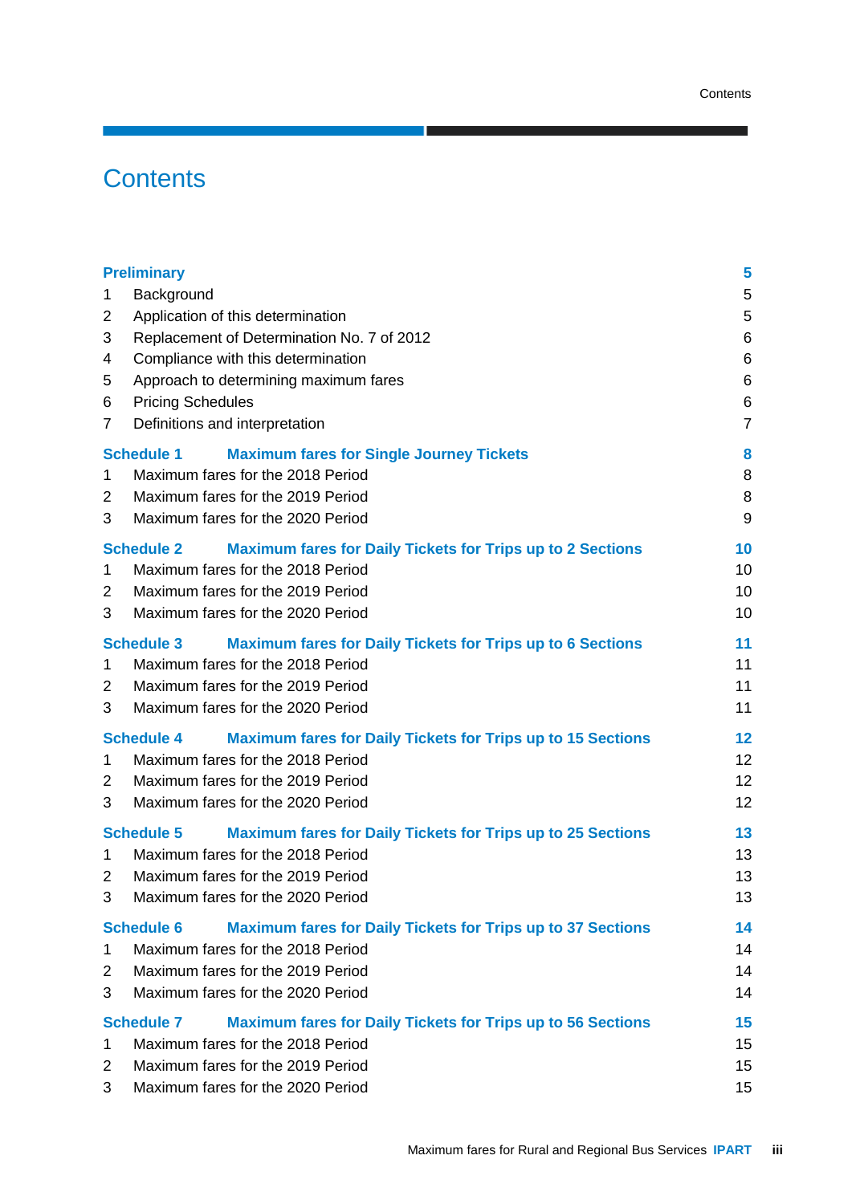# Contents

| | | |
|---|---|---|
| **Preliminary** | | **5** |
| 1 | Background | 5 |
| 2 | Application of this determination | 5 |
| 3 | Replacement of Determination No. 7 of 2012 | 6 |
| 4 | Compliance with this determination | 6 |
| 5 | Approach to determining maximum fares | 6 |
| 6 | Pricing Schedules | 6 |
| 7 | Definitions and interpretation | 7 |
| **Schedule 1** | **Maximum fares for Single Journey Tickets** | **8** |
| 1 | Maximum fares for the 2018 Period | 8 |
| 2 | Maximum fares for the 2019 Period | 8 |
| 3 | Maximum fares for the 2020 Period | 9 |
| **Schedule 2** | **Maximum fares for Daily Tickets for Trips up to 2 Sections** | **10** |
| 1 | Maximum fares for the 2018 Period | 10 |
| 2 | Maximum fares for the 2019 Period | 10 |
| 3 | Maximum fares for the 2020 Period | 10 |
| **Schedule 3** | **Maximum fares for Daily Tickets for Trips up to 6 Sections** | **11** |
| 1 | Maximum fares for the 2018 Period | 11 |
| 2 | Maximum fares for the 2019 Period | 11 |
| 3 | Maximum fares for the 2020 Period | 11 |
| **Schedule 4** | **Maximum fares for Daily Tickets for Trips up to 15 Sections** | **12** |
| 1 | Maximum fares for the 2018 Period | 12 |
| 2 | Maximum fares for the 2019 Period | 12 |
| 3 | Maximum fares for the 2020 Period | 12 |
| **Schedule 5** | **Maximum fares for Daily Tickets for Trips up to 25 Sections** | **13** |
| 1 | Maximum fares for the 2018 Period | 13 |
| 2 | Maximum fares for the 2019 Period | 13 |
| 3 | Maximum fares for the 2020 Period | 13 |
| **Schedule 6** | **Maximum fares for Daily Tickets for Trips up to 37 Sections** | **14** |
| 1 | Maximum fares for the 2018 Period | 14 |
| 2 | Maximum fares for the 2019 Period | 14 |
| 3 | Maximum fares for the 2020 Period | 14 |
| **Schedule 7** | **Maximum fares for Daily Tickets for Trips up to 56 Sections** | **15** |
| 1 | Maximum fares for the 2018 Period | 15 |
| 2 | Maximum fares for the 2019 Period | 15 |
| 3 | Maximum fares for the 2020 Period | 15 |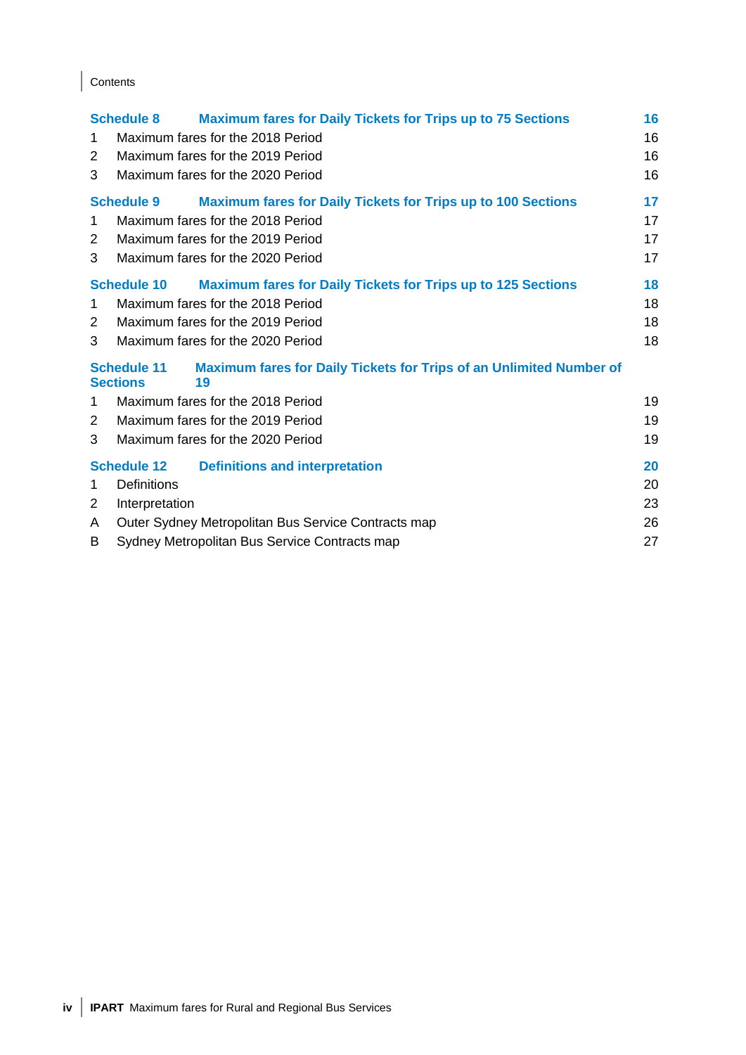| | | |
|---|---|---|
| **Schedule 8** | **Maximum fares for Daily Tickets for Trips up to 75 Sections** | **16** |
| 1 | Maximum fares for the 2018 Period | 16 |
| 2 | Maximum fares for the 2019 Period | 16 |
| 3 | Maximum fares for the 2020 Period | 16 |
| **Schedule 9** | **Maximum fares for Daily Tickets for Trips up to 100 Sections** | **17** |
| 1 | Maximum fares for the 2018 Period | 17 |
| 2 | Maximum fares for the 2019 Period | 17 |
| 3 | Maximum fares for the 2020 Period | 17 |
| **Schedule 10** | **Maximum fares for Daily Tickets for Trips up to 125 Sections** | **18** |
| 1 | Maximum fares for the 2018 Period | 18 |
| 2 | Maximum fares for the 2019 Period | 18 |
| 3 | Maximum fares for the 2020 Period | 18 |
| **Schedule 11** | **Maximum fares for Daily Tickets for Trips of an Unlimited Number of Sections** | **19** |
| 1 | Maximum fares for the 2018 Period | 19 |
| 2 | Maximum fares for the 2019 Period | 19 |
| 3 | Maximum fares for the 2020 Period | 19 |
| **Schedule 12** | **Definitions and interpretation** | **20** |
| 1 | Definitions | 20 |
| 2 | Interpretation | 23 |
| A | Outer Sydney Metropolitan Bus Service Contracts map | 26 |
| B | Sydney Metropolitan Bus Service Contracts map | 27 |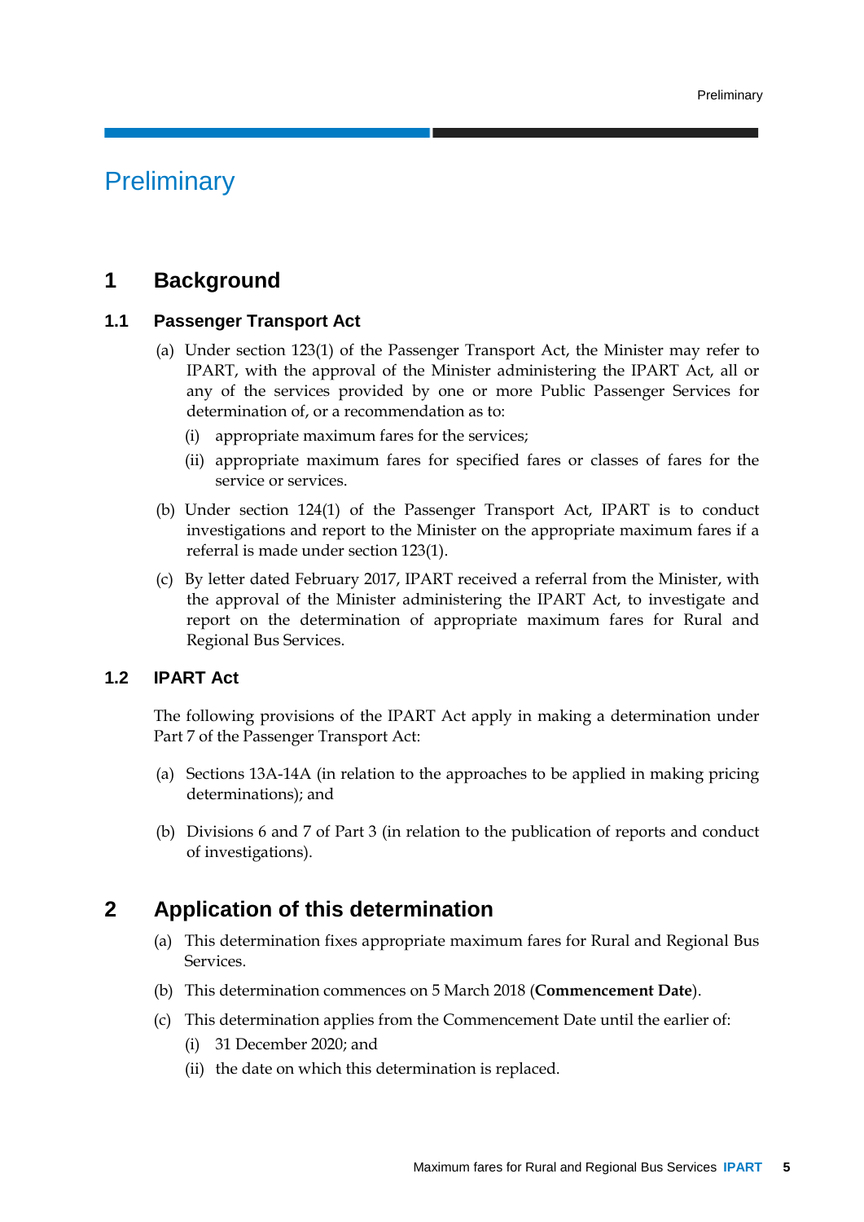# Preliminary

## 1 Background

### 1.1 Passenger Transport Act

(a) Under section 123(1) of the Passenger Transport Act, the Minister may refer to IPART, with the approval of the Minister administering the IPART Act, all or any of the services provided by one or more Public Passenger Services for determination of, or a recommendation as to:

   (i) appropriate maximum fares for the services;

   (ii) appropriate maximum fares for specified fares or classes of fares for the service or services.

(b) Under section 124(1) of the Passenger Transport Act, IPART is to conduct investigations and report to the Minister on the appropriate maximum fares if a referral is made under section 123(1).

(c) By letter dated February 2017, IPART received a referral from the Minister, with the approval of the Minister administering the IPART Act, to investigate and report on the determination of appropriate maximum fares for Rural and Regional Bus Services.

### 1.2 IPART Act

The following provisions of the IPART Act apply in making a determination under Part 7 of the Passenger Transport Act:

(a) Sections 13A-14A (in relation to the approaches to be applied in making pricing determinations); and

(b) Divisions 6 and 7 of Part 3 (in relation to the publication of reports and conduct of investigations).

## 2 Application of this determination

(a) This determination fixes appropriate maximum fares for Rural and Regional Bus Services.

(b) This determination commences on 5 March 2018 (**Commencement Date**).

(c) This determination applies from the Commencement Date until the earlier of:

   (i) 31 December 2020; and

   (ii) the date on which this determination is replaced.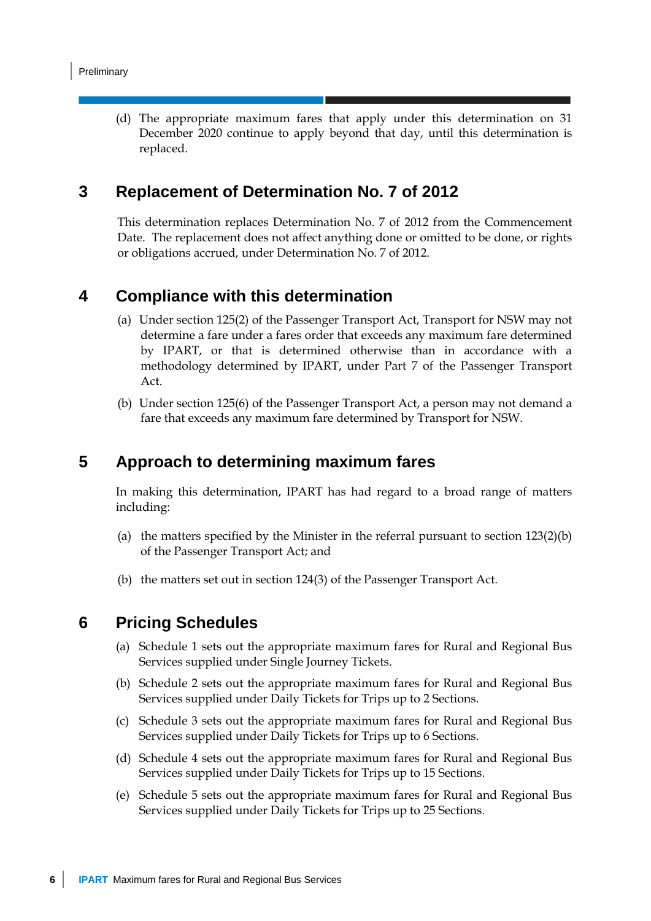(d) The appropriate maximum fares that apply under this determination on 31 December 2020 continue to apply beyond that day, until this determination is replaced.

## 3 Replacement of Determination No. 7 of 2012

This determination replaces Determination No. 7 of 2012 from the Commencement Date. The replacement does not affect anything done or omitted to be done, or rights or obligations accrued, under Determination No. 7 of 2012.

## 4 Compliance with this determination

(a) Under section 125(2) of the Passenger Transport Act, Transport for NSW may not determine a fare under a fares order that exceeds any maximum fare determined by IPART, or that is determined otherwise than in accordance with a methodology determined by IPART, under Part 7 of the Passenger Transport Act.

(b) Under section 125(6) of the Passenger Transport Act, a person may not demand a fare that exceeds any maximum fare determined by Transport for NSW.

## 5 Approach to determining maximum fares

In making this determination, IPART has had regard to a broad range of matters including:

(a) the matters specified by the Minister in the referral pursuant to section 123(2)(b) of the Passenger Transport Act; and

(b) the matters set out in section 124(3) of the Passenger Transport Act.

## 6 Pricing Schedules

(a) Schedule 1 sets out the appropriate maximum fares for Rural and Regional Bus Services supplied under Single Journey Tickets.

(b) Schedule 2 sets out the appropriate maximum fares for Rural and Regional Bus Services supplied under Daily Tickets for Trips up to 2 Sections.

(c) Schedule 3 sets out the appropriate maximum fares for Rural and Regional Bus Services supplied under Daily Tickets for Trips up to 6 Sections.

(d) Schedule 4 sets out the appropriate maximum fares for Rural and Regional Bus Services supplied under Daily Tickets for Trips up to 15 Sections.

(e) Schedule 5 sets out the appropriate maximum fares for Rural and Regional Bus Services supplied under Daily Tickets for Trips up to 25 Sections.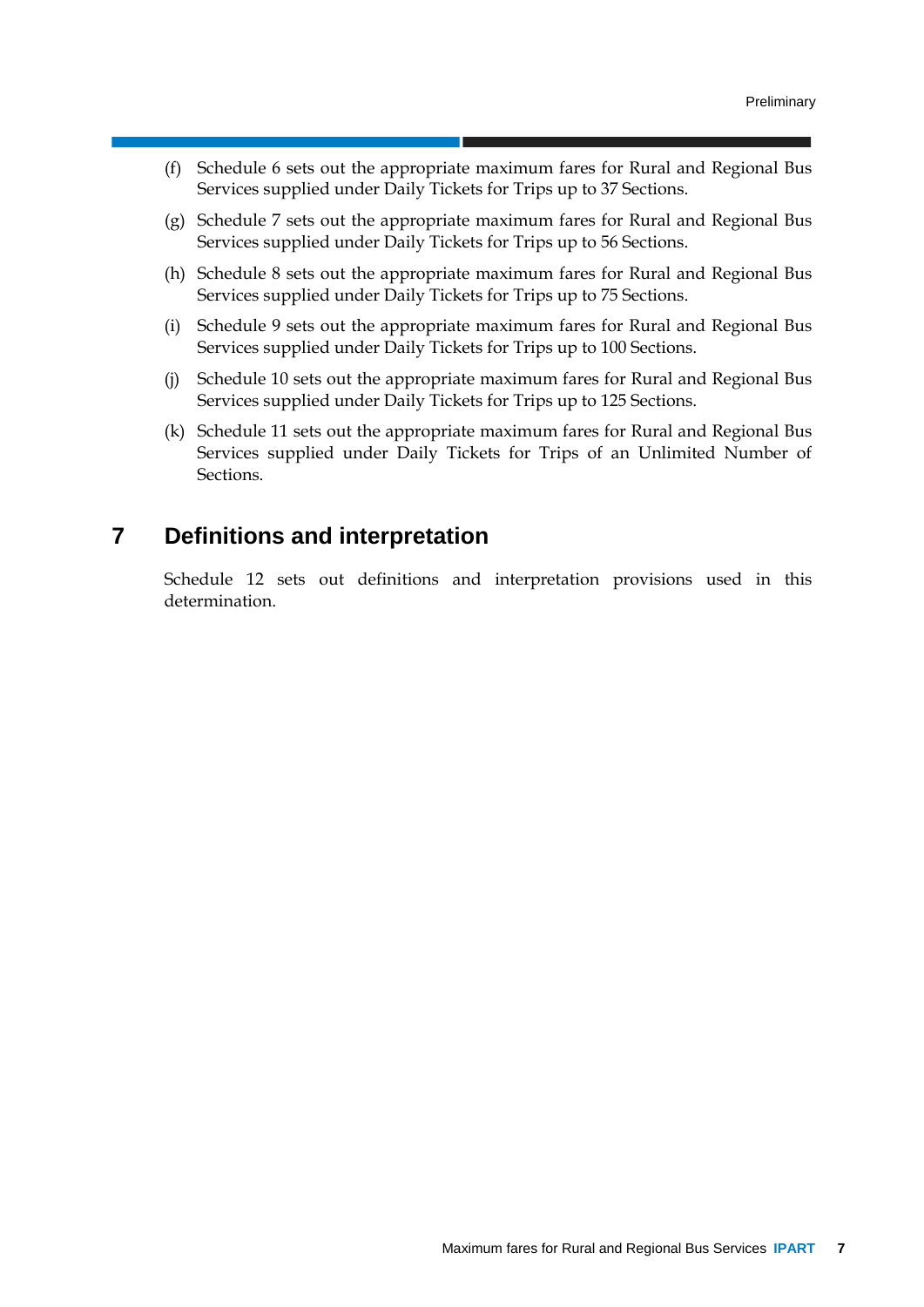(f) Schedule 6 sets out the appropriate maximum fares for Rural and Regional Bus Services supplied under Daily Tickets for Trips up to 37 Sections.

(g) Schedule 7 sets out the appropriate maximum fares for Rural and Regional Bus Services supplied under Daily Tickets for Trips up to 56 Sections.

(h) Schedule 8 sets out the appropriate maximum fares for Rural and Regional Bus Services supplied under Daily Tickets for Trips up to 75 Sections.

(i) Schedule 9 sets out the appropriate maximum fares for Rural and Regional Bus Services supplied under Daily Tickets for Trips up to 100 Sections.

(j) Schedule 10 sets out the appropriate maximum fares for Rural and Regional Bus Services supplied under Daily Tickets for Trips up to 125 Sections.

(k) Schedule 11 sets out the appropriate maximum fares for Rural and Regional Bus Services supplied under Daily Tickets for Trips of an Unlimited Number of Sections.

## 7 Definitions and interpretation

Schedule 12 sets out definitions and interpretation provisions used in this determination.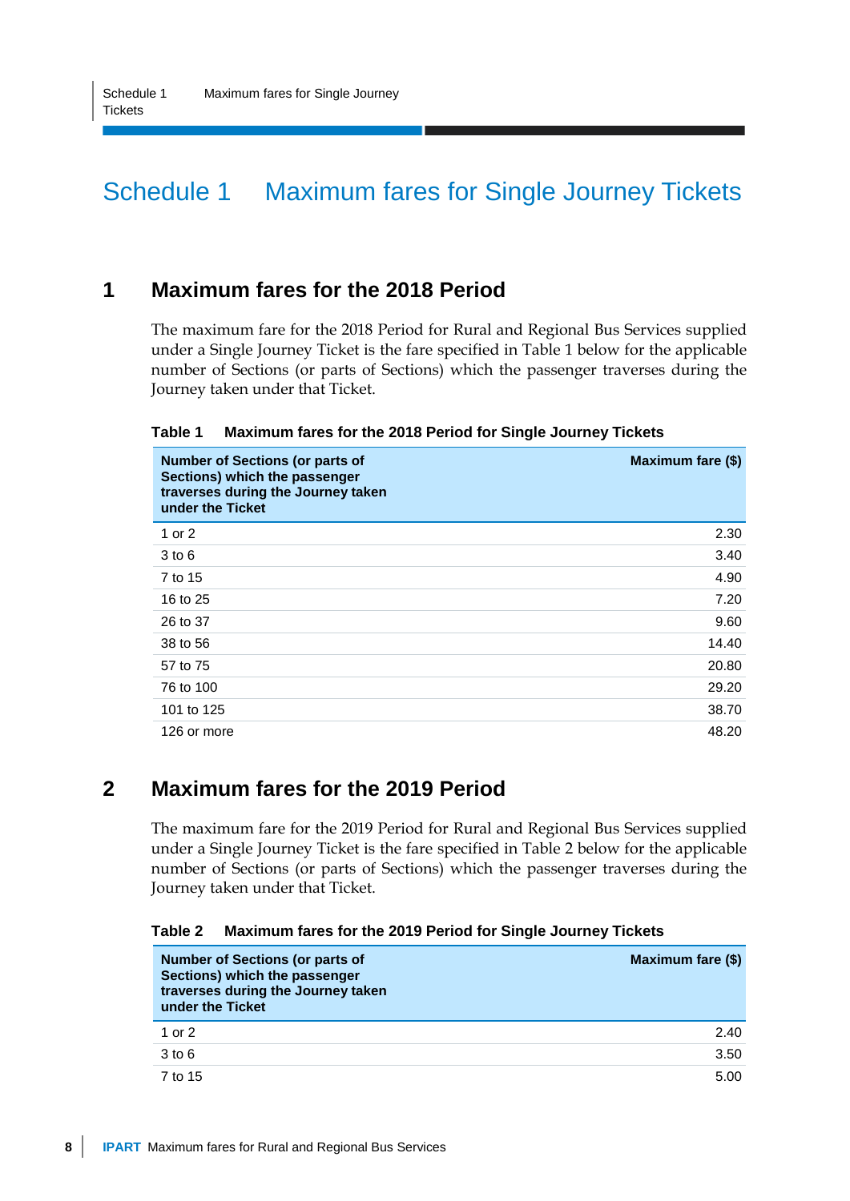# Schedule 1 Maximum fares for Single Journey Tickets

## 1 Maximum fares for the 2018 Period

The maximum fare for the 2018 Period for Rural and Regional Bus Services supplied under a Single Journey Ticket is the fare specified in Table 1 below for the applicable number of Sections (or parts of Sections) which the passenger traverses during the Journey taken under that Ticket.

**Table 1 Maximum fares for the 2018 Period for Single Journey Tickets**

| Number of Sections (or parts of Sections) which the passenger traverses during the Journey taken under the Ticket | Maximum fare ($) |
|---|---|
| 1 or 2 | 2.30 |
| 3 to 6 | 3.40 |
| 7 to 15 | 4.90 |
| 16 to 25 | 7.20 |
| 26 to 37 | 9.60 |
| 38 to 56 | 14.40 |
| 57 to 75 | 20.80 |
| 76 to 100 | 29.20 |
| 101 to 125 | 38.70 |
| 126 or more | 48.20 |

## 2 Maximum fares for the 2019 Period

The maximum fare for the 2019 Period for Rural and Regional Bus Services supplied under a Single Journey Ticket is the fare specified in Table 2 below for the applicable number of Sections (or parts of Sections) which the passenger traverses during the Journey taken under that Ticket.

**Table 2 Maximum fares for the 2019 Period for Single Journey Tickets**

| Number of Sections (or parts of Sections) which the passenger traverses during the Journey taken under the Ticket | Maximum fare ($) |
|---|---|
| 1 or 2 | 2.40 |
| 3 to 6 | 3.50 |
| 7 to 15 | 5.00 |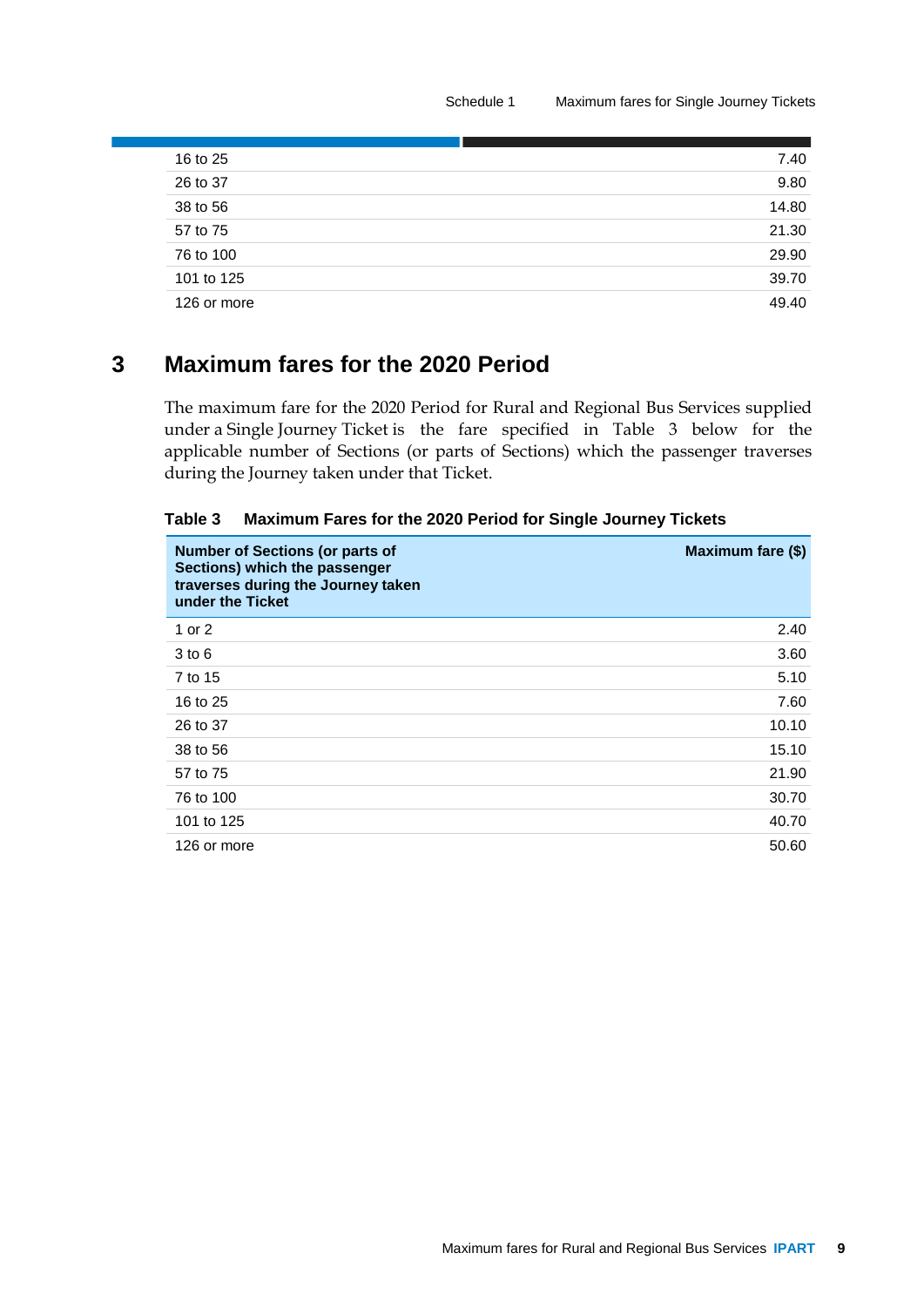| | |
|---|---|
| 16 to 25 | 7.40 |
| 26 to 37 | 9.80 |
| 38 to 56 | 14.80 |
| 57 to 75 | 21.30 |
| 76 to 100 | 29.90 |
| 101 to 125 | 39.70 |
| 126 or more | 49.40 |

## 3 Maximum fares for the 2020 Period

The maximum fare for the 2020 Period for Rural and Regional Bus Services supplied under a Single Journey Ticket is the fare specified in Table 3 below for the applicable number of Sections (or parts of Sections) which the passenger traverses during the Journey taken under that Ticket.

**Table 3 Maximum Fares for the 2020 Period for Single Journey Tickets**

| Number of Sections (or parts of Sections) which the passenger traverses during the Journey taken under the Ticket | Maximum fare ($) |
|---|---|
| 1 or 2 | 2.40 |
| 3 to 6 | 3.60 |
| 7 to 15 | 5.10 |
| 16 to 25 | 7.60 |
| 26 to 37 | 10.10 |
| 38 to 56 | 15.10 |
| 57 to 75 | 21.90 |
| 76 to 100 | 30.70 |
| 101 to 125 | 40.70 |
| 126 or more | 50.60 |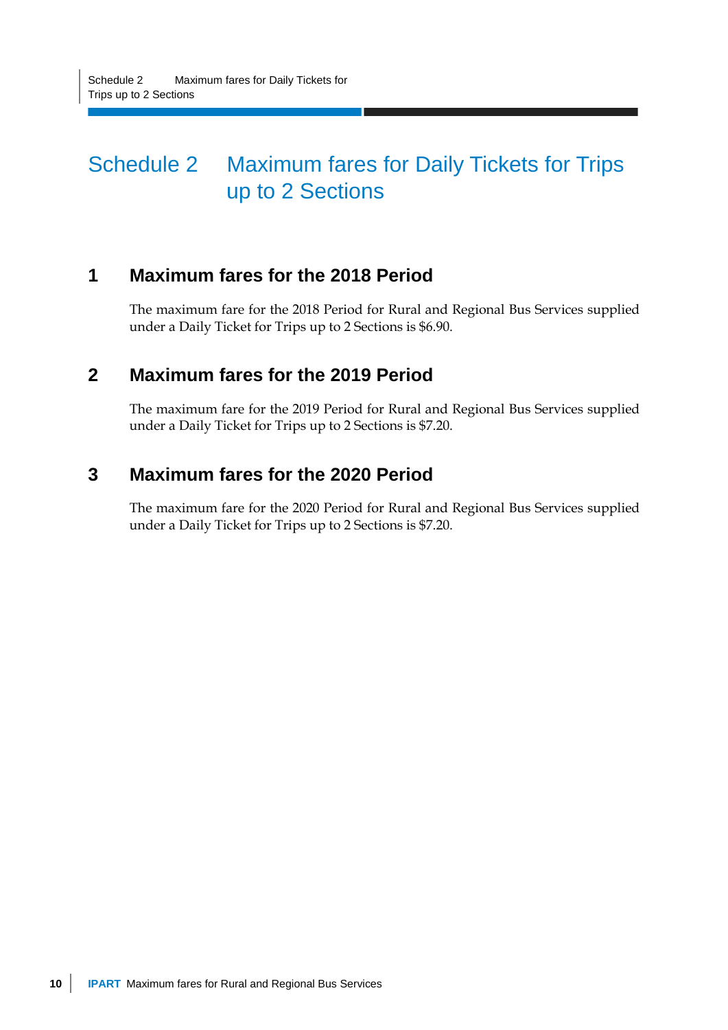# Schedule 2 Maximum fares for Daily Tickets for Trips up to 2 Sections

## 1 Maximum fares for the 2018 Period

The maximum fare for the 2018 Period for Rural and Regional Bus Services supplied under a Daily Ticket for Trips up to 2 Sections is $6.90.

## 2 Maximum fares for the 2019 Period

The maximum fare for the 2019 Period for Rural and Regional Bus Services supplied under a Daily Ticket for Trips up to 2 Sections is $7.20.

## 3 Maximum fares for the 2020 Period

The maximum fare for the 2020 Period for Rural and Regional Bus Services supplied under a Daily Ticket for Trips up to 2 Sections is $7.20.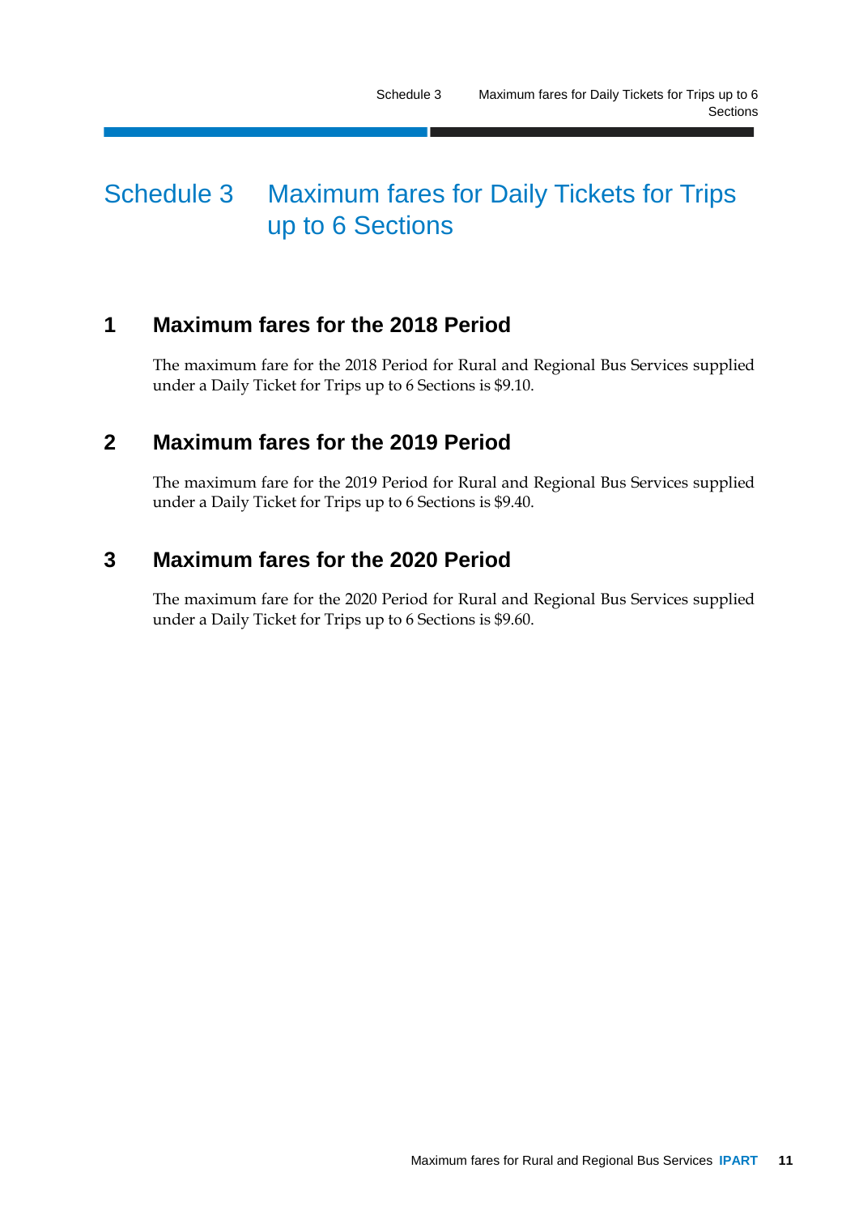# Schedule 3 Maximum fares for Daily Tickets for Trips up to 6 Sections

## 1 Maximum fares for the 2018 Period

The maximum fare for the 2018 Period for Rural and Regional Bus Services supplied under a Daily Ticket for Trips up to 6 Sections is $9.10.

## 2 Maximum fares for the 2019 Period

The maximum fare for the 2019 Period for Rural and Regional Bus Services supplied under a Daily Ticket for Trips up to 6 Sections is $9.40.

## 3 Maximum fares for the 2020 Period

The maximum fare for the 2020 Period for Rural and Regional Bus Services supplied under a Daily Ticket for Trips up to 6 Sections is $9.60.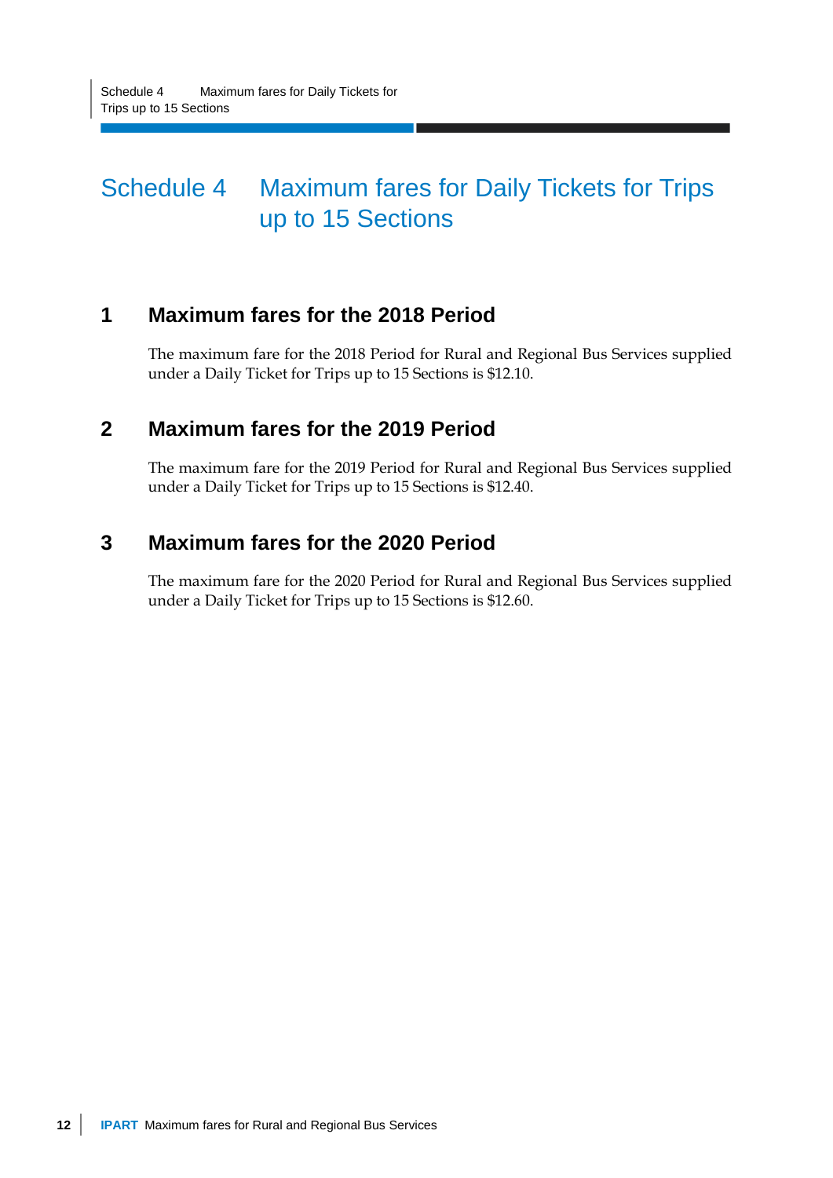# Schedule 4 Maximum fares for Daily Tickets for Trips up to 15 Sections

## 1 Maximum fares for the 2018 Period

The maximum fare for the 2018 Period for Rural and Regional Bus Services supplied under a Daily Ticket for Trips up to 15 Sections is $12.10.

## 2 Maximum fares for the 2019 Period

The maximum fare for the 2019 Period for Rural and Regional Bus Services supplied under a Daily Ticket for Trips up to 15 Sections is $12.40.

## 3 Maximum fares for the 2020 Period

The maximum fare for the 2020 Period for Rural and Regional Bus Services supplied under a Daily Ticket for Trips up to 15 Sections is $12.60.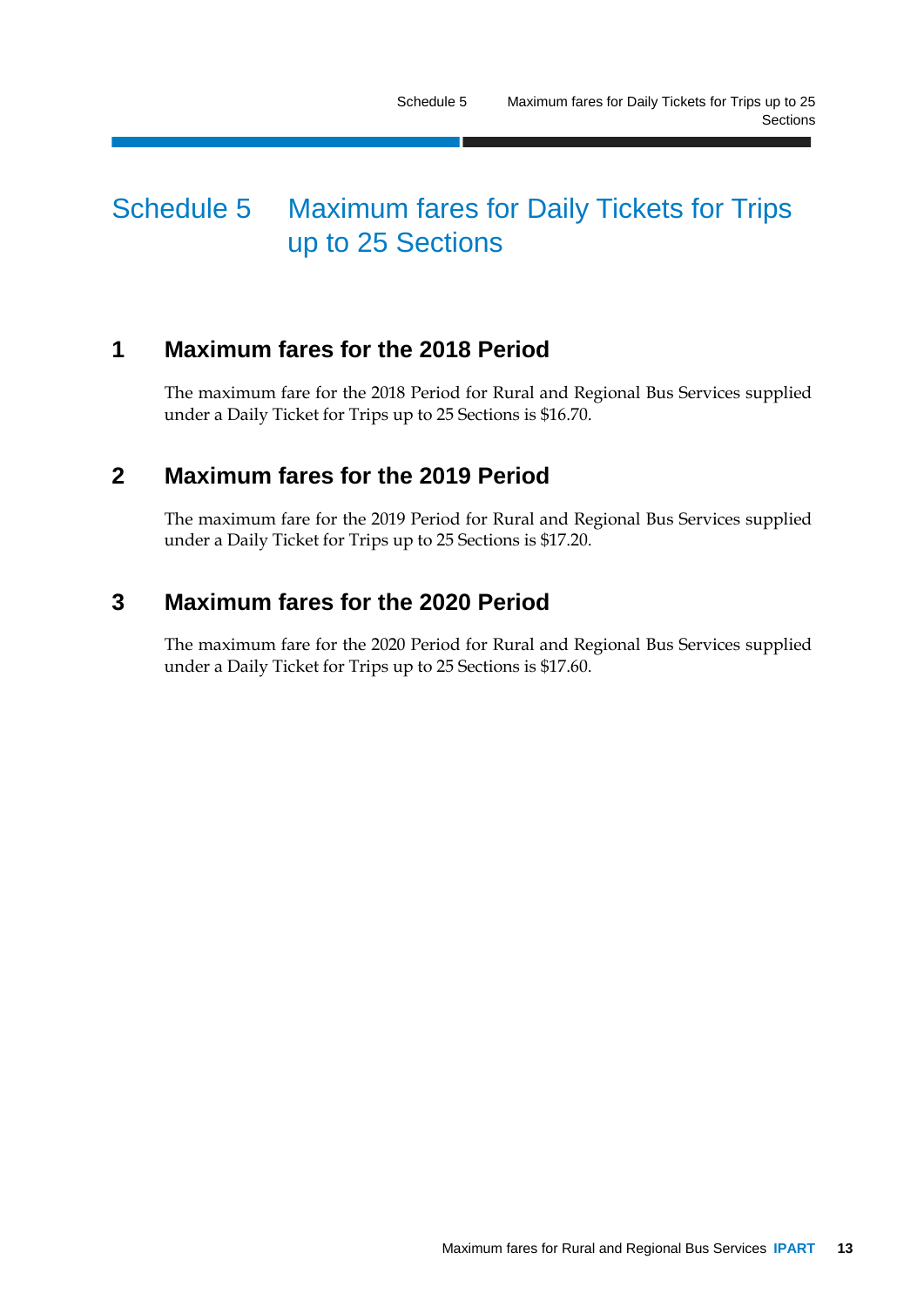# Schedule 5 Maximum fares for Daily Tickets for Trips up to 25 Sections

## 1 Maximum fares for the 2018 Period

The maximum fare for the 2018 Period for Rural and Regional Bus Services supplied under a Daily Ticket for Trips up to 25 Sections is $16.70.

## 2 Maximum fares for the 2019 Period

The maximum fare for the 2019 Period for Rural and Regional Bus Services supplied under a Daily Ticket for Trips up to 25 Sections is $17.20.

## 3 Maximum fares for the 2020 Period

The maximum fare for the 2020 Period for Rural and Regional Bus Services supplied under a Daily Ticket for Trips up to 25 Sections is $17.60.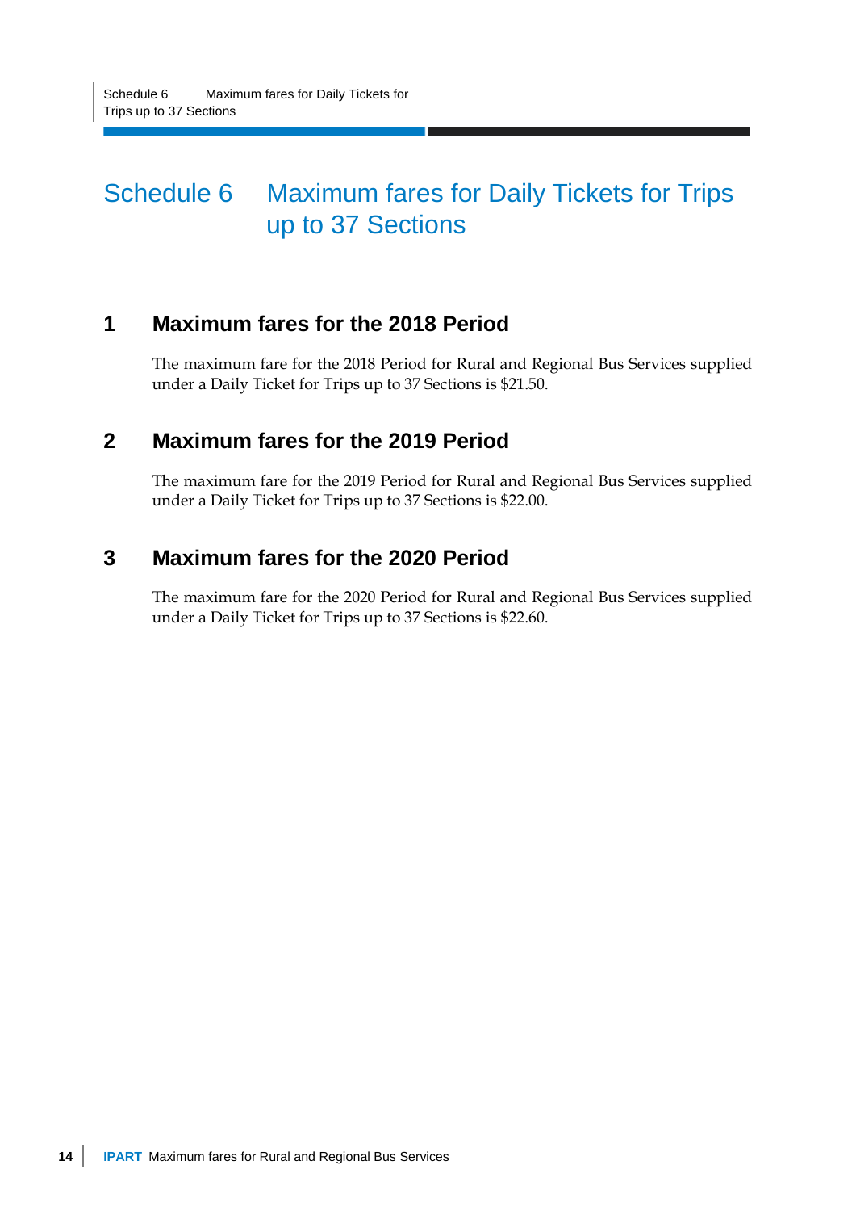# Schedule 6 Maximum fares for Daily Tickets for Trips up to 37 Sections

## 1 Maximum fares for the 2018 Period

The maximum fare for the 2018 Period for Rural and Regional Bus Services supplied under a Daily Ticket for Trips up to 37 Sections is $21.50.

## 2 Maximum fares for the 2019 Period

The maximum fare for the 2019 Period for Rural and Regional Bus Services supplied under a Daily Ticket for Trips up to 37 Sections is $22.00.

## 3 Maximum fares for the 2020 Period

The maximum fare for the 2020 Period for Rural and Regional Bus Services supplied under a Daily Ticket for Trips up to 37 Sections is $22.60.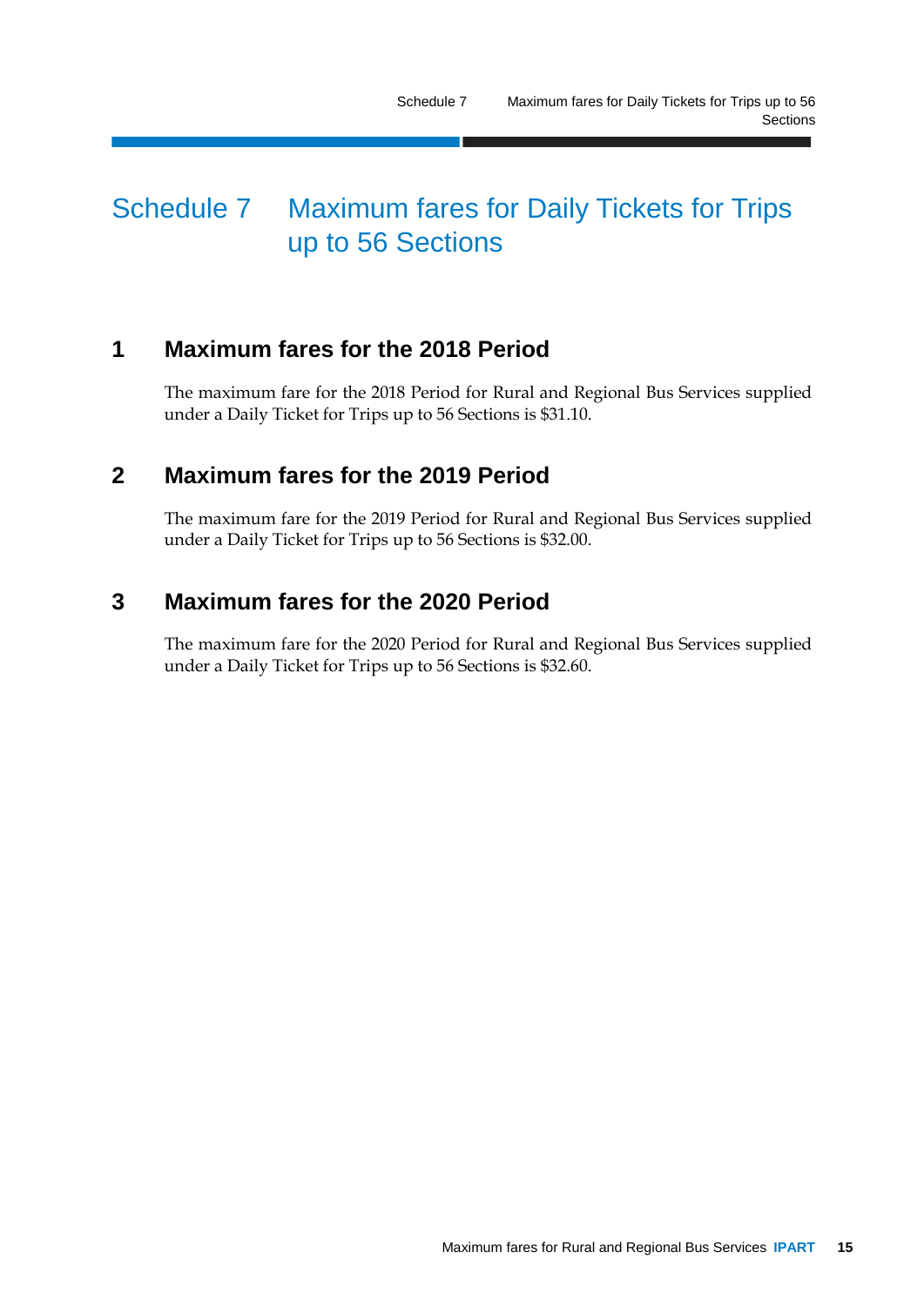# Schedule 7 Maximum fares for Daily Tickets for Trips up to 56 Sections

## 1 Maximum fares for the 2018 Period

The maximum fare for the 2018 Period for Rural and Regional Bus Services supplied under a Daily Ticket for Trips up to 56 Sections is $31.10.

## 2 Maximum fares for the 2019 Period

The maximum fare for the 2019 Period for Rural and Regional Bus Services supplied under a Daily Ticket for Trips up to 56 Sections is $32.00.

## 3 Maximum fares for the 2020 Period

The maximum fare for the 2020 Period for Rural and Regional Bus Services supplied under a Daily Ticket for Trips up to 56 Sections is $32.60.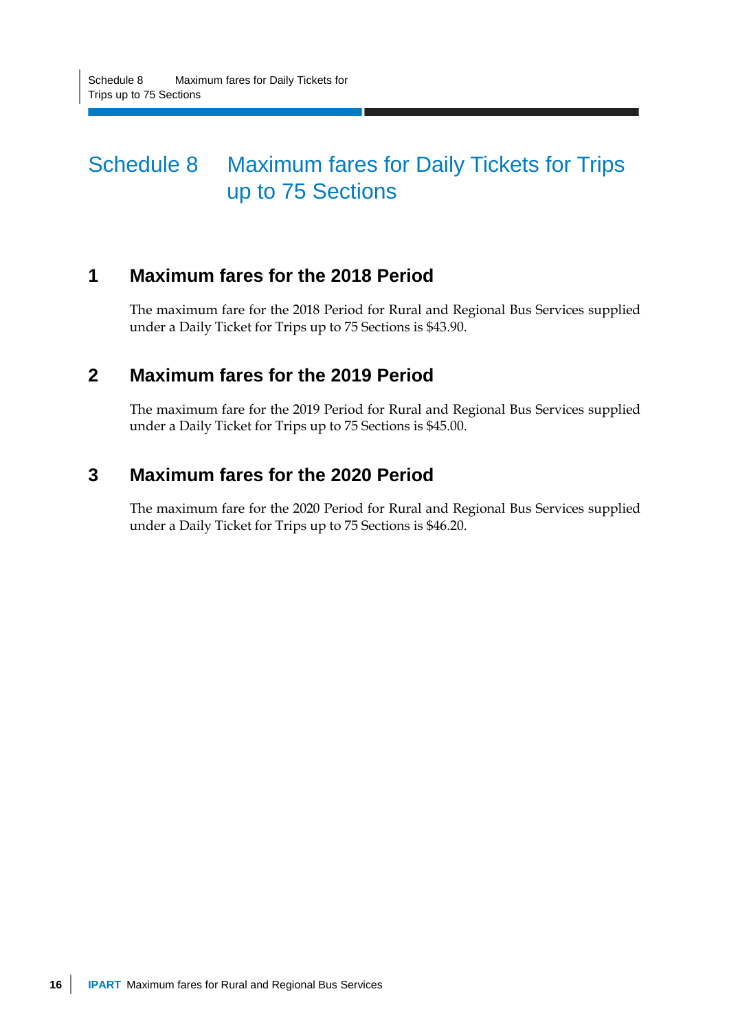# Schedule 8 Maximum fares for Daily Tickets for Trips up to 75 Sections

## 1 Maximum fares for the 2018 Period

The maximum fare for the 2018 Period for Rural and Regional Bus Services supplied under a Daily Ticket for Trips up to 75 Sections is $43.90.

## 2 Maximum fares for the 2019 Period

The maximum fare for the 2019 Period for Rural and Regional Bus Services supplied under a Daily Ticket for Trips up to 75 Sections is $45.00.

## 3 Maximum fares for the 2020 Period

The maximum fare for the 2020 Period for Rural and Regional Bus Services supplied under a Daily Ticket for Trips up to 75 Sections is $46.20.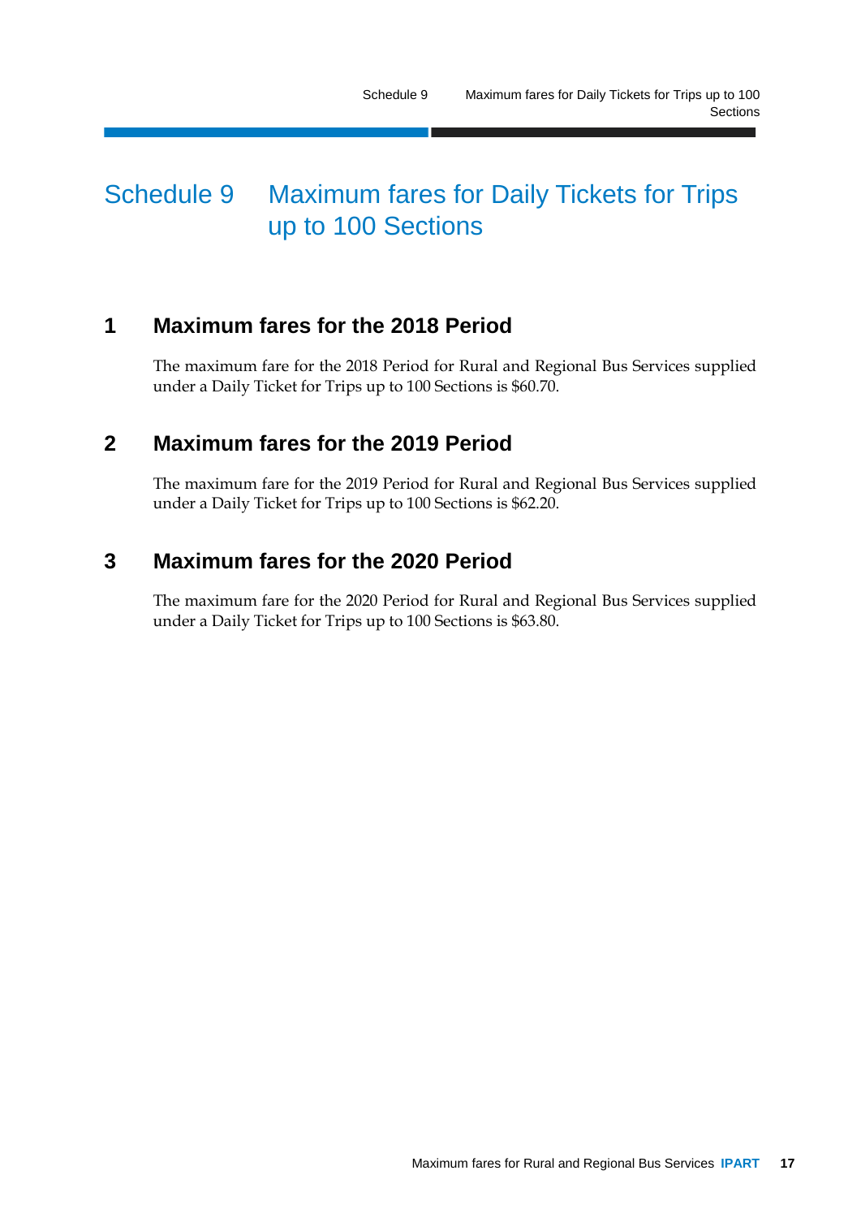# Schedule 9 Maximum fares for Daily Tickets for Trips up to 100 Sections

## 1 Maximum fares for the 2018 Period

The maximum fare for the 2018 Period for Rural and Regional Bus Services supplied under a Daily Ticket for Trips up to 100 Sections is $60.70.

## 2 Maximum fares for the 2019 Period

The maximum fare for the 2019 Period for Rural and Regional Bus Services supplied under a Daily Ticket for Trips up to 100 Sections is $62.20.

## 3 Maximum fares for the 2020 Period

The maximum fare for the 2020 Period for Rural and Regional Bus Services supplied under a Daily Ticket for Trips up to 100 Sections is $63.80.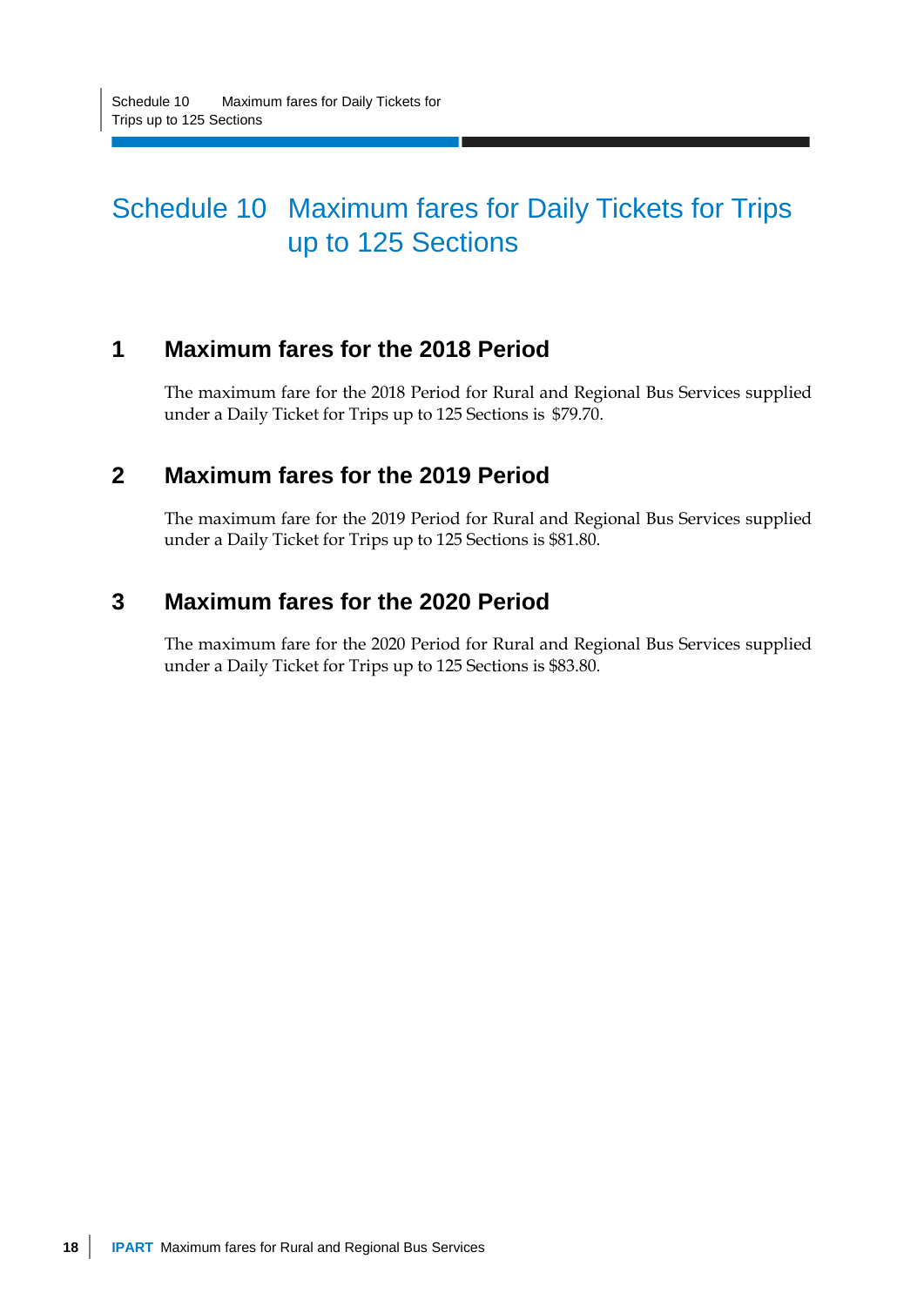# Schedule 10 Maximum fares for Daily Tickets for Trips up to 125 Sections

## 1 Maximum fares for the 2018 Period

The maximum fare for the 2018 Period for Rural and Regional Bus Services supplied under a Daily Ticket for Trips up to 125 Sections is $79.70.

## 2 Maximum fares for the 2019 Period

The maximum fare for the 2019 Period for Rural and Regional Bus Services supplied under a Daily Ticket for Trips up to 125 Sections is $81.80.

## 3 Maximum fares for the 2020 Period

The maximum fare for the 2020 Period for Rural and Regional Bus Services supplied under a Daily Ticket for Trips up to 125 Sections is $83.80.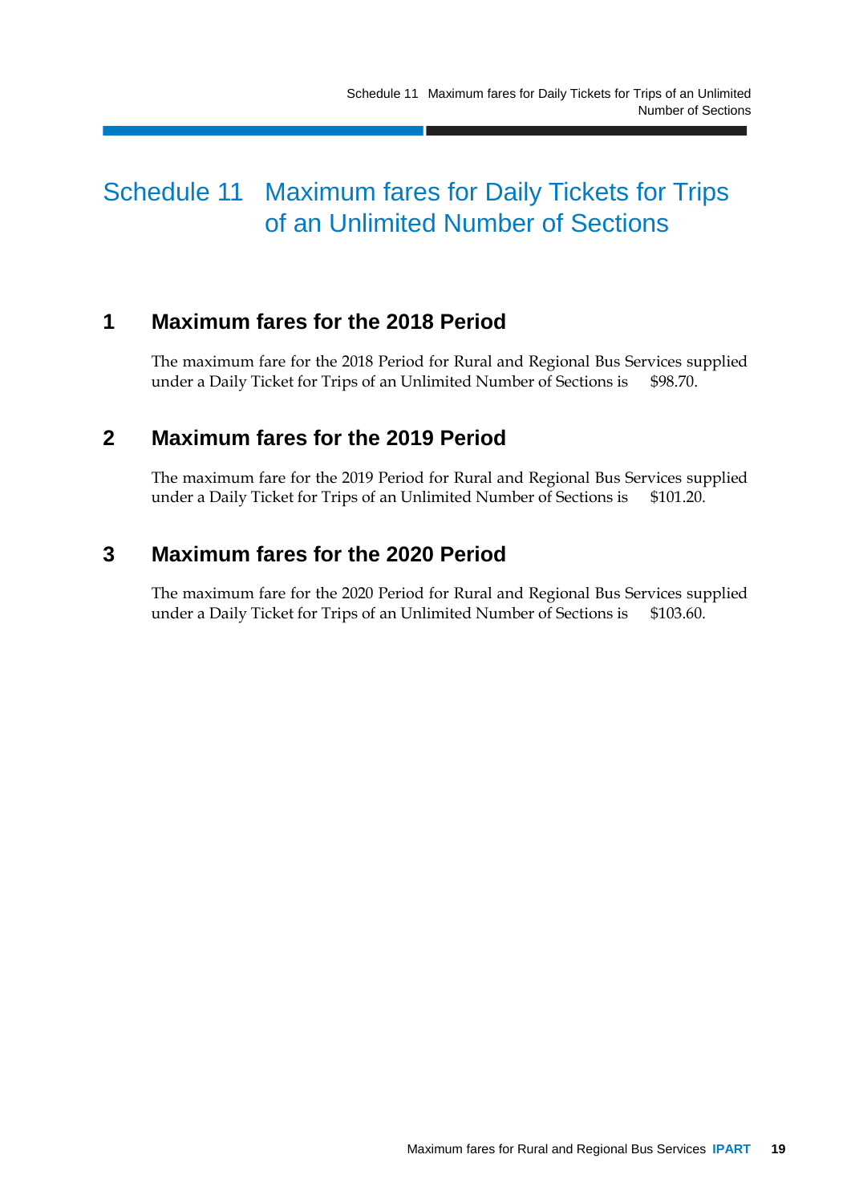# Schedule 11 Maximum fares for Daily Tickets for Trips of an Unlimited Number of Sections

## 1 Maximum fares for the 2018 Period

The maximum fare for the 2018 Period for Rural and Regional Bus Services supplied under a Daily Ticket for Trips of an Unlimited Number of Sections is $98.70.

## 2 Maximum fares for the 2019 Period

The maximum fare for the 2019 Period for Rural and Regional Bus Services supplied under a Daily Ticket for Trips of an Unlimited Number of Sections is $101.20.

## 3 Maximum fares for the 2020 Period

The maximum fare for the 2020 Period for Rural and Regional Bus Services supplied under a Daily Ticket for Trips of an Unlimited Number of Sections is $103.60.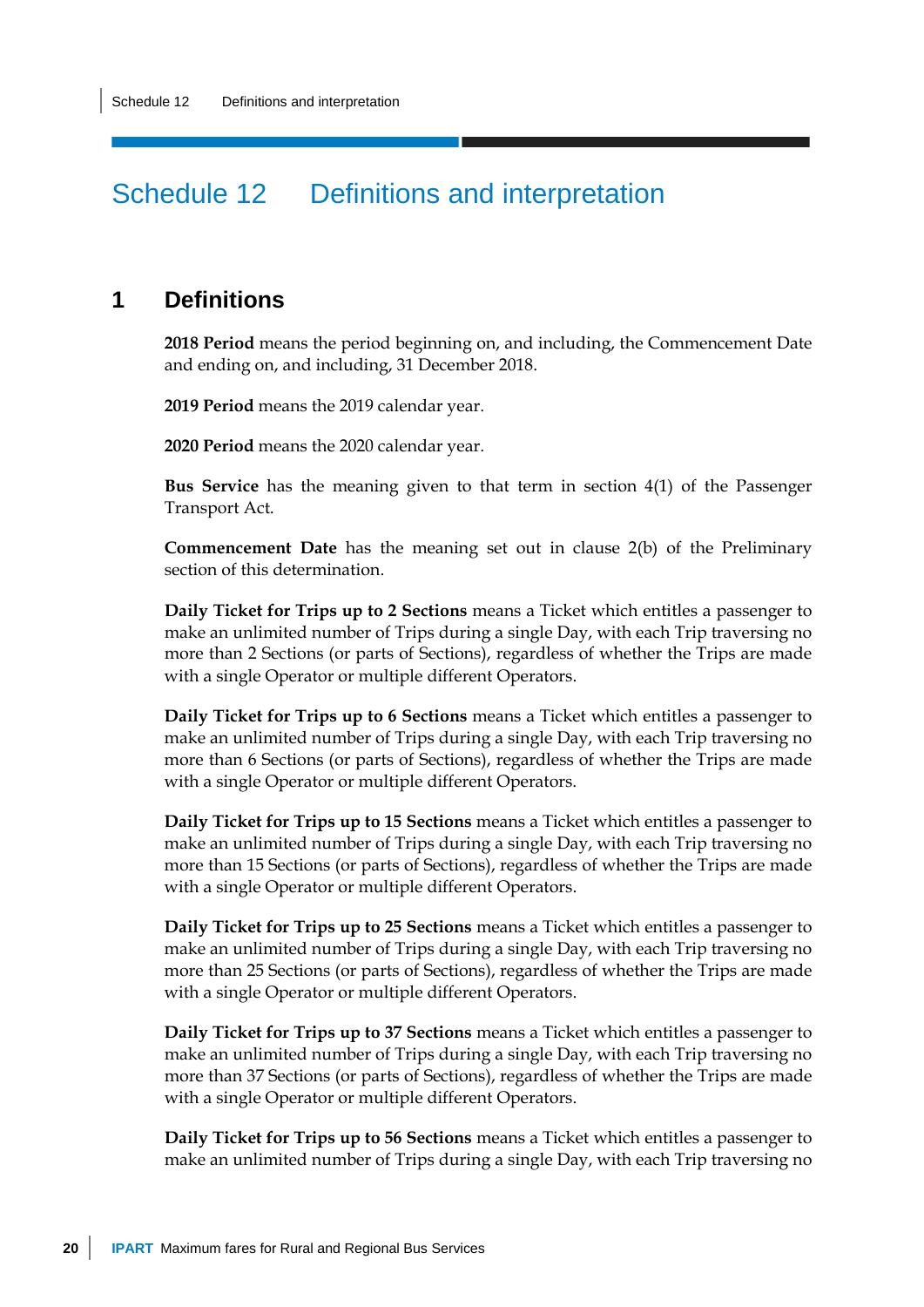# Schedule 12 Definitions and interpretation

## 1 Definitions

**2018 Period** means the period beginning on, and including, the Commencement Date and ending on, and including, 31 December 2018.

**2019 Period** means the 2019 calendar year.

**2020 Period** means the 2020 calendar year.

**Bus Service** has the meaning given to that term in section 4(1) of the Passenger Transport Act.

**Commencement Date** has the meaning set out in clause 2(b) of the Preliminary section of this determination.

**Daily Ticket for Trips up to 2 Sections** means a Ticket which entitles a passenger to make an unlimited number of Trips during a single Day, with each Trip traversing no more than 2 Sections (or parts of Sections), regardless of whether the Trips are made with a single Operator or multiple different Operators.

**Daily Ticket for Trips up to 6 Sections** means a Ticket which entitles a passenger to make an unlimited number of Trips during a single Day, with each Trip traversing no more than 6 Sections (or parts of Sections), regardless of whether the Trips are made with a single Operator or multiple different Operators.

**Daily Ticket for Trips up to 15 Sections** means a Ticket which entitles a passenger to make an unlimited number of Trips during a single Day, with each Trip traversing no more than 15 Sections (or parts of Sections), regardless of whether the Trips are made with a single Operator or multiple different Operators.

**Daily Ticket for Trips up to 25 Sections** means a Ticket which entitles a passenger to make an unlimited number of Trips during a single Day, with each Trip traversing no more than 25 Sections (or parts of Sections), regardless of whether the Trips are made with a single Operator or multiple different Operators.

**Daily Ticket for Trips up to 37 Sections** means a Ticket which entitles a passenger to make an unlimited number of Trips during a single Day, with each Trip traversing no more than 37 Sections (or parts of Sections), regardless of whether the Trips are made with a single Operator or multiple different Operators.

**Daily Ticket for Trips up to 56 Sections** means a Ticket which entitles a passenger to make an unlimited number of Trips during a single Day, with each Trip traversing no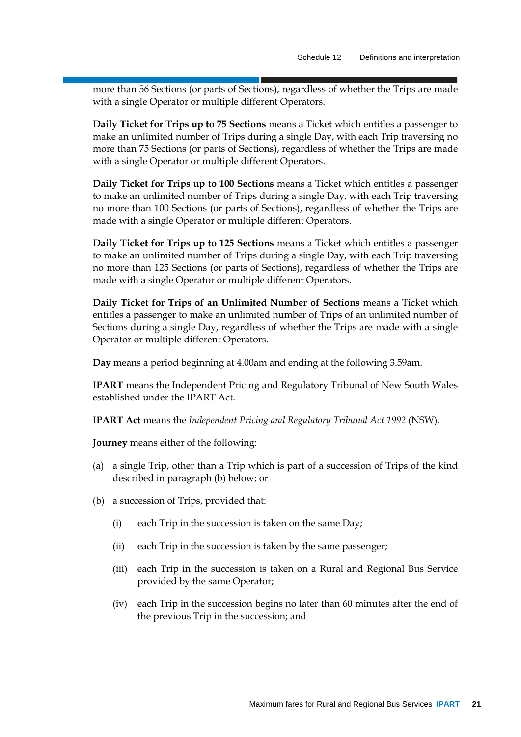more than 56 Sections (or parts of Sections), regardless of whether the Trips are made with a single Operator or multiple different Operators.

**Daily Ticket for Trips up to 75 Sections** means a Ticket which entitles a passenger to make an unlimited number of Trips during a single Day, with each Trip traversing no more than 75 Sections (or parts of Sections), regardless of whether the Trips are made with a single Operator or multiple different Operators.

**Daily Ticket for Trips up to 100 Sections** means a Ticket which entitles a passenger to make an unlimited number of Trips during a single Day, with each Trip traversing no more than 100 Sections (or parts of Sections), regardless of whether the Trips are made with a single Operator or multiple different Operators.

**Daily Ticket for Trips up to 125 Sections** means a Ticket which entitles a passenger to make an unlimited number of Trips during a single Day, with each Trip traversing no more than 125 Sections (or parts of Sections), regardless of whether the Trips are made with a single Operator or multiple different Operators.

**Daily Ticket for Trips of an Unlimited Number of Sections** means a Ticket which entitles a passenger to make an unlimited number of Trips of an unlimited number of Sections during a single Day, regardless of whether the Trips are made with a single Operator or multiple different Operators.

**Day** means a period beginning at 4.00am and ending at the following 3.59am.

**IPART** means the Independent Pricing and Regulatory Tribunal of New South Wales established under the IPART Act.

**IPART Act** means the *Independent Pricing and Regulatory Tribunal Act 1992* (NSW).

**Journey** means either of the following:

(a) a single Trip, other than a Trip which is part of a succession of Trips of the kind described in paragraph (b) below; or

(b) a succession of Trips, provided that:

  (i) each Trip in the succession is taken on the same Day;

  (ii) each Trip in the succession is taken by the same passenger;

  (iii) each Trip in the succession is taken on a Rural and Regional Bus Service provided by the same Operator;

  (iv) each Trip in the succession begins no later than 60 minutes after the end of the previous Trip in the succession; and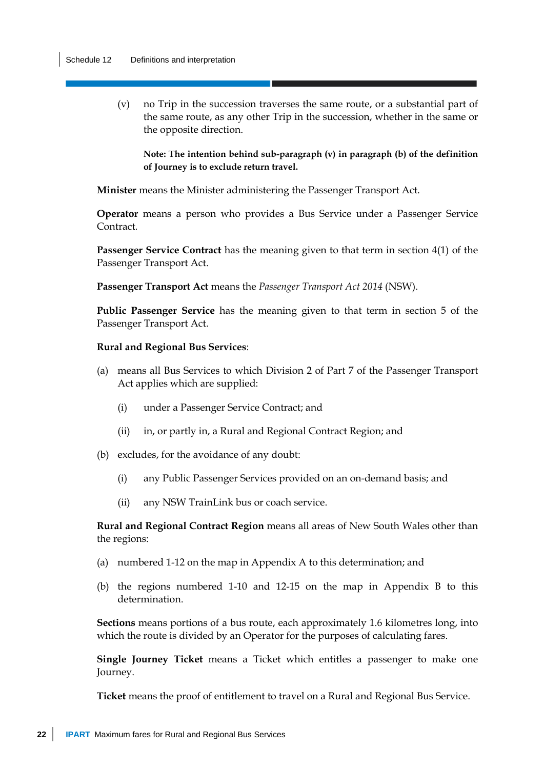(v) no Trip in the succession traverses the same route, or a substantial part of the same route, as any other Trip in the succession, whether in the same or the opposite direction.

**Note: The intention behind sub-paragraph (v) in paragraph (b) of the definition of Journey is to exclude return travel.**

**Minister** means the Minister administering the Passenger Transport Act.

**Operator** means a person who provides a Bus Service under a Passenger Service Contract.

**Passenger Service Contract** has the meaning given to that term in section 4(1) of the Passenger Transport Act.

**Passenger Transport Act** means the *Passenger Transport Act 2014* (NSW).

**Public Passenger Service** has the meaning given to that term in section 5 of the Passenger Transport Act.

**Rural and Regional Bus Services**:

(a) means all Bus Services to which Division 2 of Part 7 of the Passenger Transport Act applies which are supplied:

  (i) under a Passenger Service Contract; and

  (ii) in, or partly in, a Rural and Regional Contract Region; and

(b) excludes, for the avoidance of any doubt:

  (i) any Public Passenger Services provided on an on-demand basis; and

  (ii) any NSW TrainLink bus or coach service.

**Rural and Regional Contract Region** means all areas of New South Wales other than the regions:

(a) numbered 1-12 on the map in Appendix A to this determination; and

(b) the regions numbered 1-10 and 12-15 on the map in Appendix B to this determination.

**Sections** means portions of a bus route, each approximately 1.6 kilometres long, into which the route is divided by an Operator for the purposes of calculating fares.

**Single Journey Ticket** means a Ticket which entitles a passenger to make one Journey.

**Ticket** means the proof of entitlement to travel on a Rural and Regional Bus Service.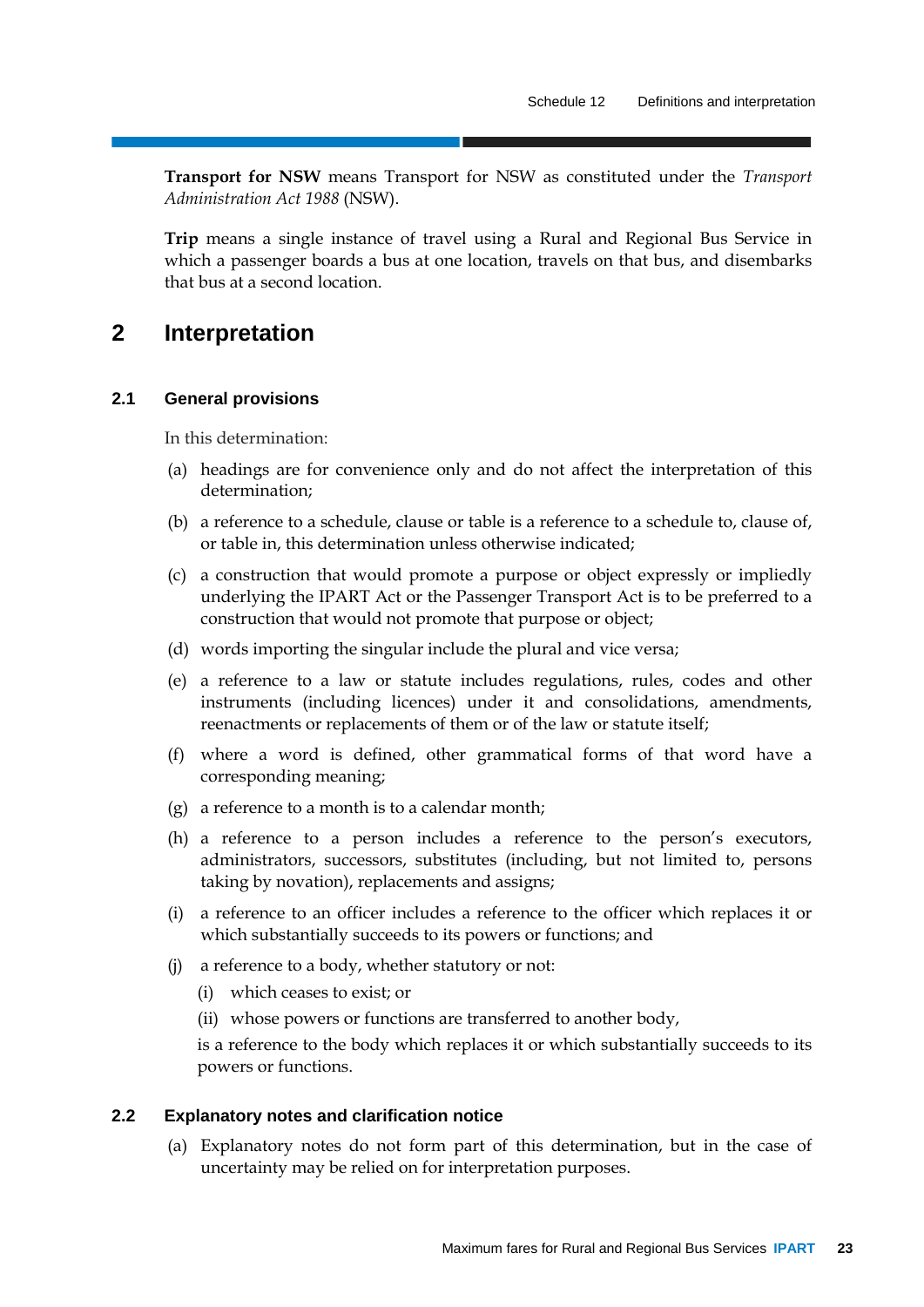**Transport for NSW** means Transport for NSW as constituted under the *Transport Administration Act 1988* (NSW).

**Trip** means a single instance of travel using a Rural and Regional Bus Service in which a passenger boards a bus at one location, travels on that bus, and disembarks that bus at a second location.

# 2 Interpretation

## 2.1 General provisions

In this determination:

(a) headings are for convenience only and do not affect the interpretation of this determination;

(b) a reference to a schedule, clause or table is a reference to a schedule to, clause of, or table in, this determination unless otherwise indicated;

(c) a construction that would promote a purpose or object expressly or impliedly underlying the IPART Act or the Passenger Transport Act is to be preferred to a construction that would not promote that purpose or object;

(d) words importing the singular include the plural and vice versa;

(e) a reference to a law or statute includes regulations, rules, codes and other instruments (including licences) under it and consolidations, amendments, reenactments or replacements of them or of the law or statute itself;

(f) where a word is defined, other grammatical forms of that word have a corresponding meaning;

(g) a reference to a month is to a calendar month;

(h) a reference to a person includes a reference to the person's executors, administrators, successors, substitutes (including, but not limited to, persons taking by novation), replacements and assigns;

(i) a reference to an officer includes a reference to the officer which replaces it or which substantially succeeds to its powers or functions; and

(j) a reference to a body, whether statutory or not:

   (i) which ceases to exist; or

   (ii) whose powers or functions are transferred to another body,

   is a reference to the body which replaces it or which substantially succeeds to its powers or functions.

## 2.2 Explanatory notes and clarification notice

(a) Explanatory notes do not form part of this determination, but in the case of uncertainty may be relied on for interpretation purposes.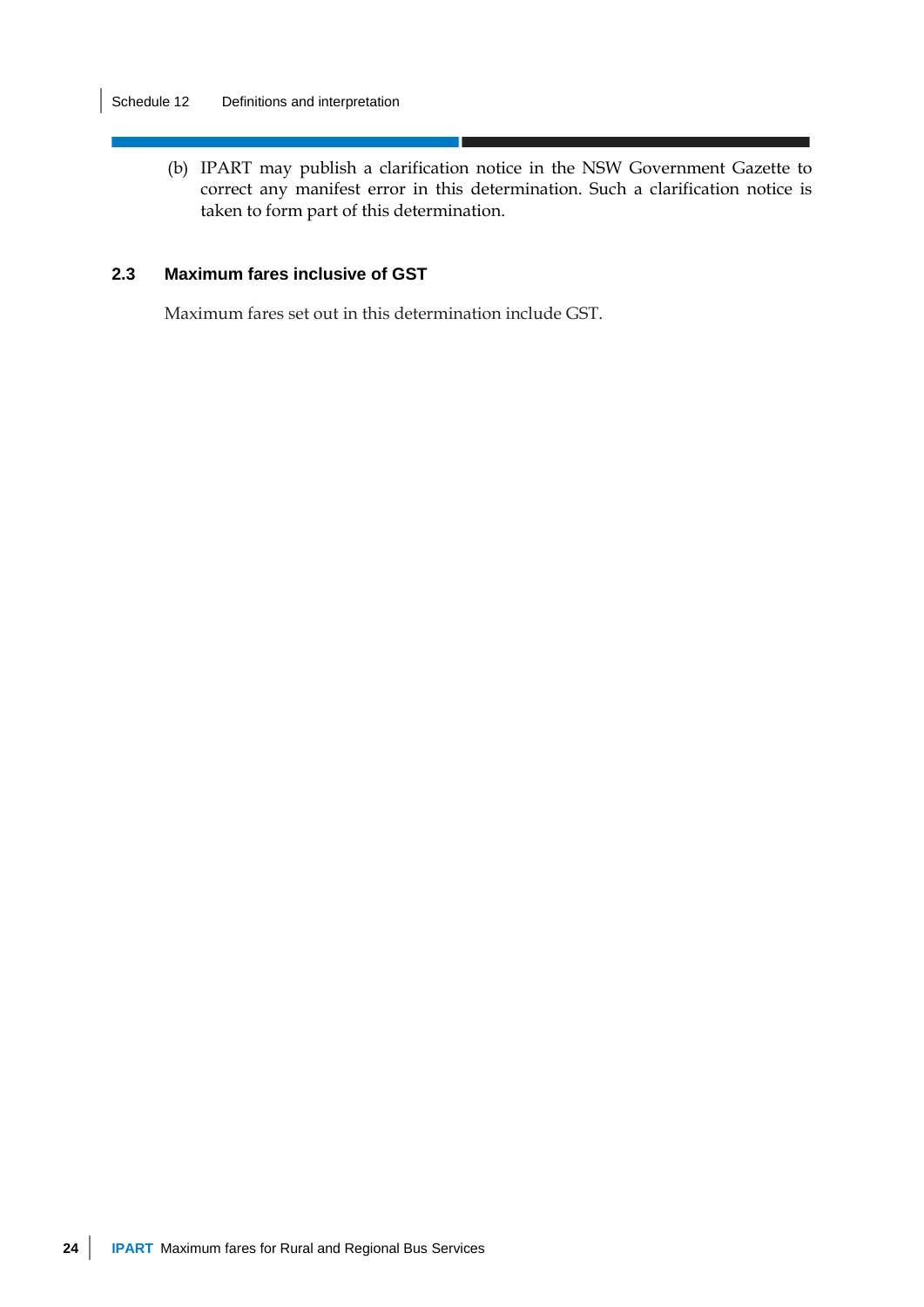(b) IPART may publish a clarification notice in the NSW Government Gazette to correct any manifest error in this determination. Such a clarification notice is taken to form part of this determination.

### 2.3 Maximum fares inclusive of GST

Maximum fares set out in this determination include GST.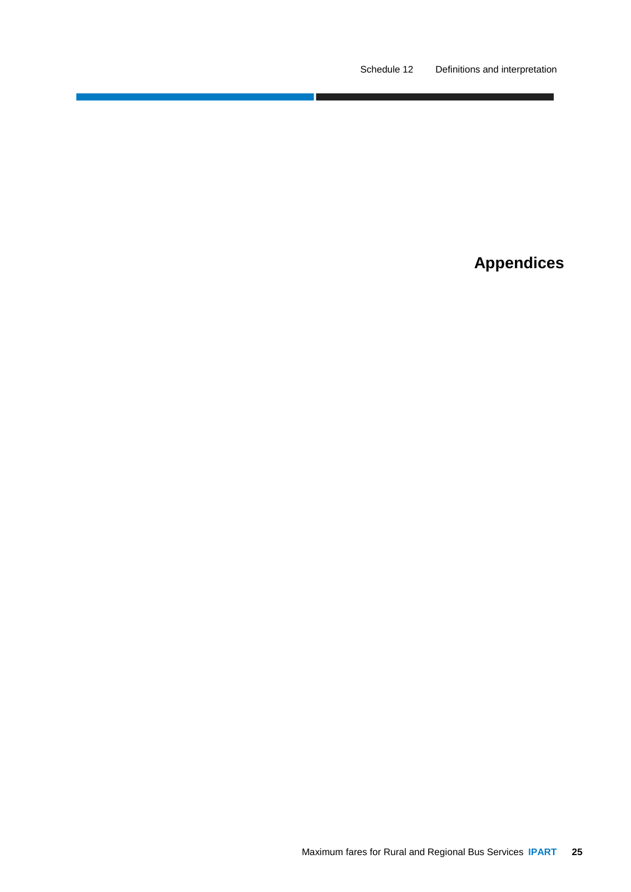# Appendices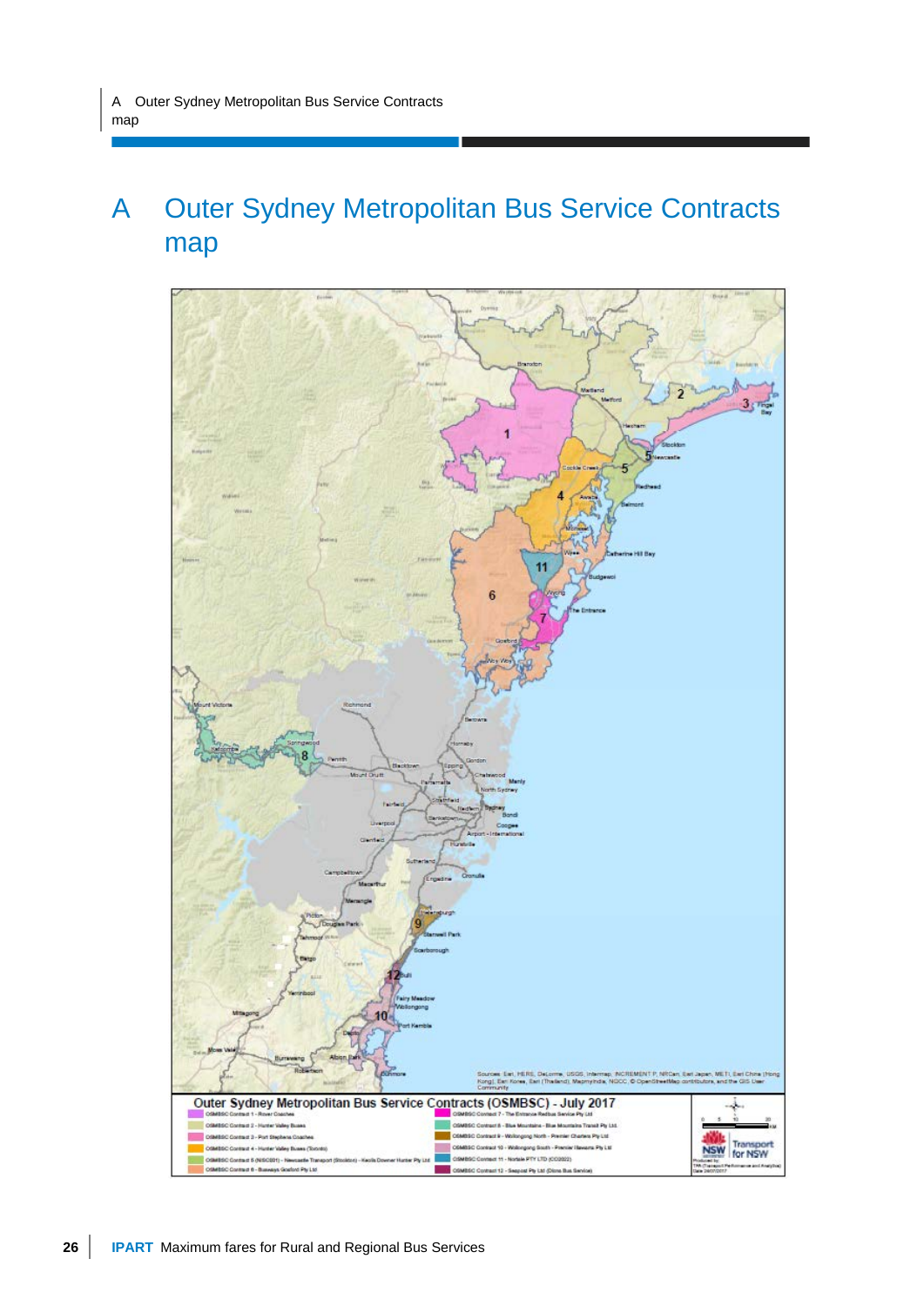# A Outer Sydney Metropolitan Bus Service Contracts map

Outer Sydney Metropolitan Bus Service Contracts (OSMBSC) - July 2017

- OSMBSC Contract 1 - Rover Coaches
- OSMBSC Contract 2 - Hunter Valley Buses
- OSMBSC Contract 3 - Port Stephens Coaches
- OSMBSC Contract 4 - Hunter Valley Buses (Toronto)
- OSMBSC Contract 5 (NISC001) - Newcastle Transport (Stockton) - Keolis Downer Hunter Pty Ltd
- OSMBSC Contract 6 - Busways Gosford Pty Ltd
- OSMBSC Contract 7 - The Entrance Redbus Service Pty Ltd
- OSMBSC Contract 8 - Blue Mountains - Blue Mountains Transit Pty Ltd
- OSMBSC Contract 9 - Wollongong North - Premier Charters Pty Ltd
- OSMBSC Contract 10 - Wollongong South - Premier Illawarra Pty Ltd
- OSMBSC Contract 11 - Nortale PTY LTD (CC0002)
- OSMBSC Contract 12 - Seapost Pty Ltd (Dions Bus Service)

Sources: Esri, HERE, DeLorme, USGS, Intermap, INCREMENT P, NRCan, Esri Japan, METI, Esri China (Hong Kong), Esri Korea, Esri (Thailand), MapmyIndia, NGCC, © OpenStreetMap contributors, and the GIS User Community

Produced by: TPA (Transport Performance and Analytics) Date 24/07/2017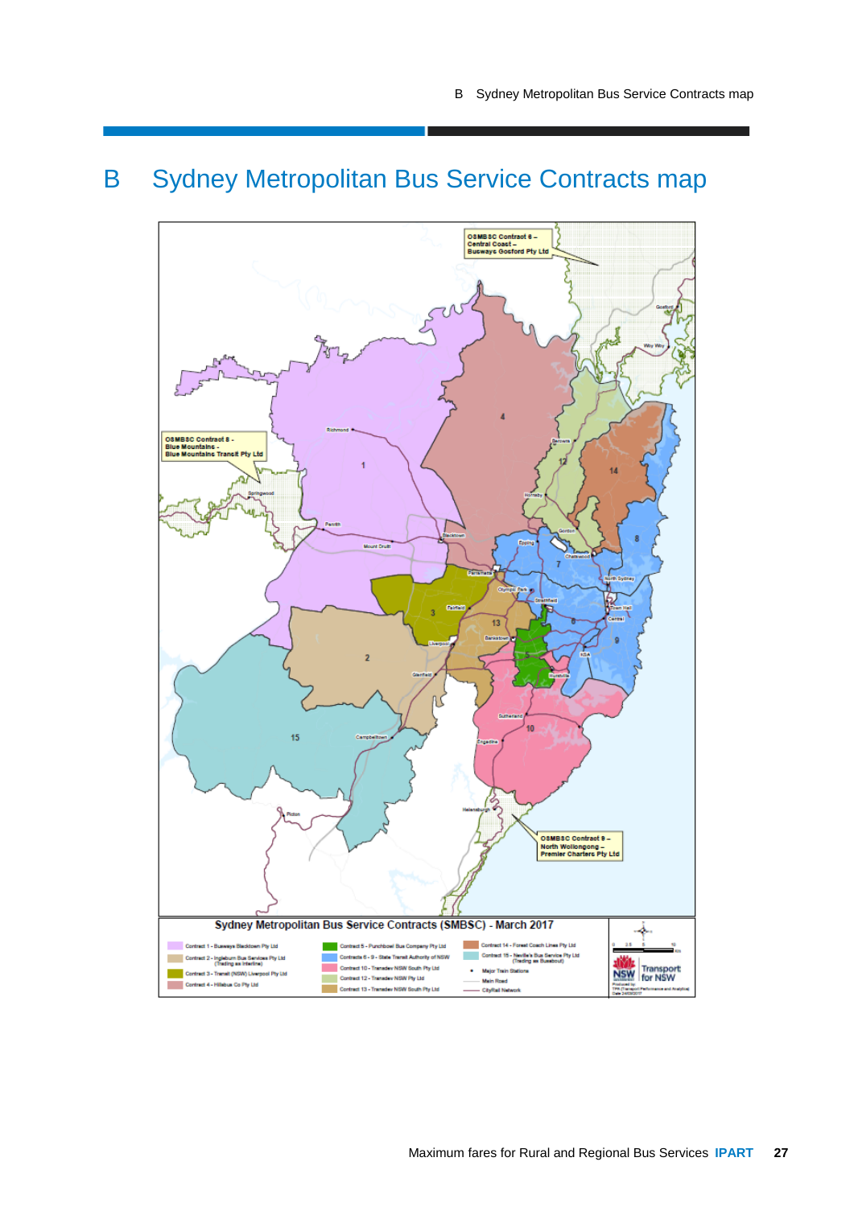# B Sydney Metropolitan Bus Service Contracts map

OSMBSC Contract 6 – Central Coast – Busways Gosford Pty Ltd

OSMBSC Contract 8 - Blue Mountains - Blue Mountains Transit Pty Ltd

OSMBSC Contract 9 – North Wollongong – Premier Charters Pty Ltd

Gosford
Woy Woy
Richmond
Berowra
Hornsby
Springwood
Penrith
Blacktown
Mount Druitt
Gordon
Epping
Chatswood
North Sydney
Parramatta
Olympic Park
Strathfield
Fairfield
Town Hall
Central
Liverpool
Bankstown
KSA
Glenfield
Hurstville
Sutherland
Engadine
Campbelltown
Helensburgh
Picton

1
2
3
4
5
6
7
8
9
10
12
13
14
15

Sydney Metropolitan Bus Service Contracts (SMBSC) - March 2017

Contract 1 - Busways Blacktown Pty Ltd
Contract 2 - Ingleburn Bus Services Pty Ltd (Trading as Interline)
Contract 3 - Transit (NSW) Liverpool Pty Ltd
Contract 4 - Hillsbus Co Pty Ltd
Contract 5 - Punchbowl Bus Company Pty Ltd
Contracts 6 - 9 - State Transit Authority of NSW
Contract 10 - Transdev NSW South Pty Ltd
Contract 12 - Transdev NSW Pty Ltd
Contract 13 - Transdev NSW South Pty Ltd
Contract 14 - Forest Coach Lines Pty Ltd
Contract 15 - Neville's Bus Service Pty Ltd (Trading as Busabout)
Major Train Stations
Main Road
CityRail Network

0 2.5 5 10 Km

NSW Transport for NSW

Produced by: TPA (Transport Performance and Analytics) Date 24/03/2017